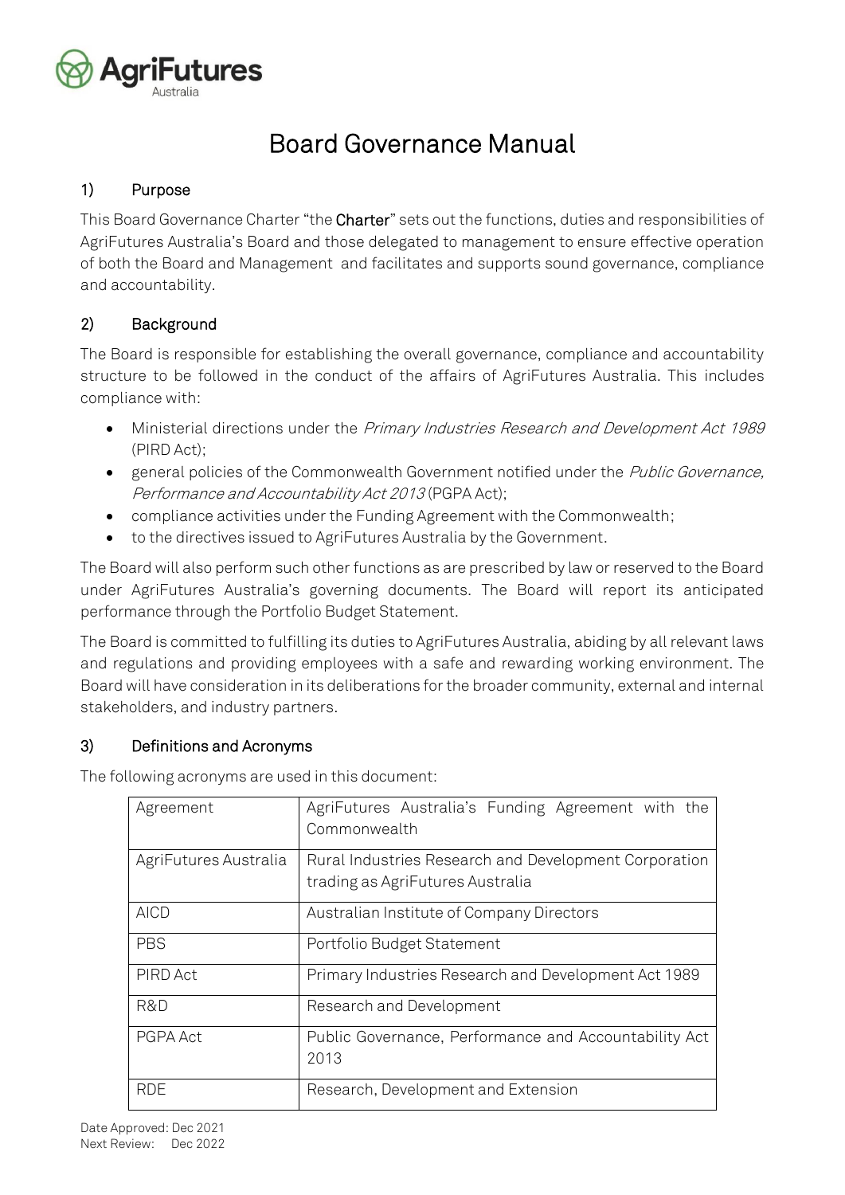# Board Governance Manual

## 1) Purpose

This Board Governance Charter "the **Charter**" sets out the functions, duties and responsibilities of AgriFutures Australia's Board and those delegated to management to ensure effective operation of both the Board and Management and facilitates and supports sound governance, compliance and accountability.

## 2) Background

The Board is responsible for establishing the overall governance, compliance and accountability structure to be followed in the conduct of the affairs of AgriFutures Australia. This includes compliance with:

- Ministerial directions under the *Primary Industries Research and Development Act 1989* (PIRD Act);
- general policies of the Commonwealth Government notified under the *Public Governance, Performance and Accountability Act 2013* (PGPA Act);
- compliance activities under the Funding Agreement with the Commonwealth;
- to the directives issued to AgriFutures Australia by the Government.

The Board will also perform such other functions as are prescribed by law or reserved to the Board under AgriFutures Australia's governing documents. The Board will report its anticipated performance through the Portfolio Budget Statement.

The Board is committed to fulfilling its duties to AgriFutures Australia, abiding by all relevant laws and regulations and providing employees with a safe and rewarding working environment. The Board will have consideration in its deliberations for the broader community, external and internal stakeholders, and industry partners.

## 3) Definitions and Acronyms

The following acronyms are used in this document:

| | |
|---|---|
| Agreement | AgriFutures Australia's Funding Agreement with the Commonwealth |
| AgriFutures Australia | Rural Industries Research and Development Corporation trading as AgriFutures Australia |
| AICD | Australian Institute of Company Directors |
| PBS | Portfolio Budget Statement |
| PIRD Act | Primary Industries Research and Development Act 1989 |
| R&D | Research and Development |
| PGPA Act | Public Governance, Performance and Accountability Act 2013 |
| RDE | Research, Development and Extension |

Date Approved: Dec 2021
Next Review: Dec 2022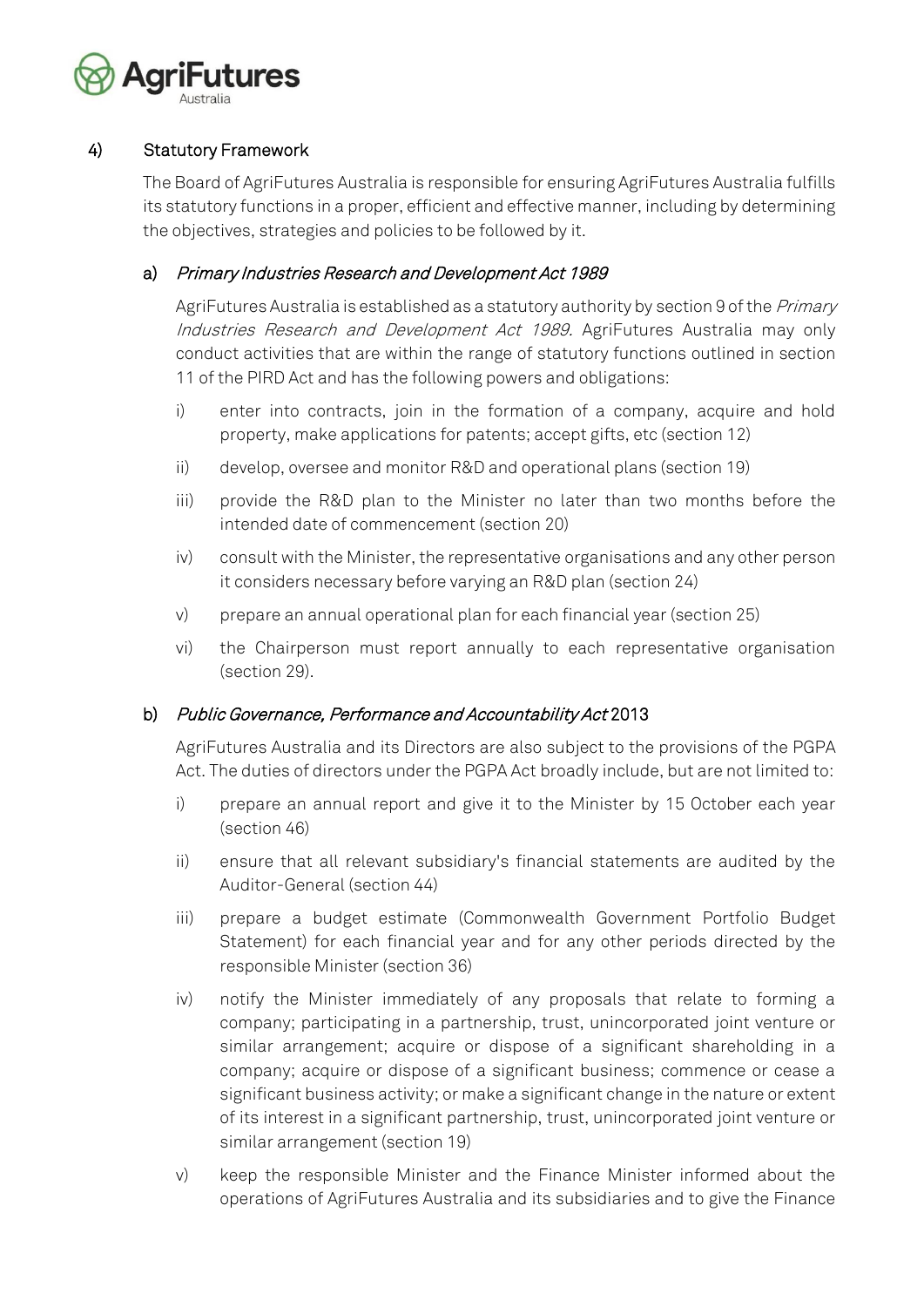## 4) Statutory Framework

The Board of AgriFutures Australia is responsible for ensuring AgriFutures Australia fulfills its statutory functions in a proper, efficient and effective manner, including by determining the objectives, strategies and policies to be followed by it.

### a) *Primary Industries Research and Development Act 1989*

AgriFutures Australia is established as a statutory authority by section 9 of the *Primary Industries Research and Development Act 1989*. AgriFutures Australia may only conduct activities that are within the range of statutory functions outlined in section 11 of the PIRD Act and has the following powers and obligations:

i) enter into contracts, join in the formation of a company, acquire and hold property, make applications for patents; accept gifts, etc (section 12)

ii) develop, oversee and monitor R&D and operational plans (section 19)

iii) provide the R&D plan to the Minister no later than two months before the intended date of commencement (section 20)

iv) consult with the Minister, the representative organisations and any other person it considers necessary before varying an R&D plan (section 24)

v) prepare an annual operational plan for each financial year (section 25)

vi) the Chairperson must report annually to each representative organisation (section 29).

### b) *Public Governance, Performance and Accountability Act* 2013

AgriFutures Australia and its Directors are also subject to the provisions of the PGPA Act. The duties of directors under the PGPA Act broadly include, but are not limited to:

i) prepare an annual report and give it to the Minister by 15 October each year (section 46)

ii) ensure that all relevant subsidiary's financial statements are audited by the Auditor-General (section 44)

iii) prepare a budget estimate (Commonwealth Government Portfolio Budget Statement) for each financial year and for any other periods directed by the responsible Minister (section 36)

iv) notify the Minister immediately of any proposals that relate to forming a company; participating in a partnership, trust, unincorporated joint venture or similar arrangement; acquire or dispose of a significant shareholding in a company; acquire or dispose of a significant business; commence or cease a significant business activity; or make a significant change in the nature or extent of its interest in a significant partnership, trust, unincorporated joint venture or similar arrangement (section 19)

v) keep the responsible Minister and the Finance Minister informed about the operations of AgriFutures Australia and its subsidiaries and to give the Finance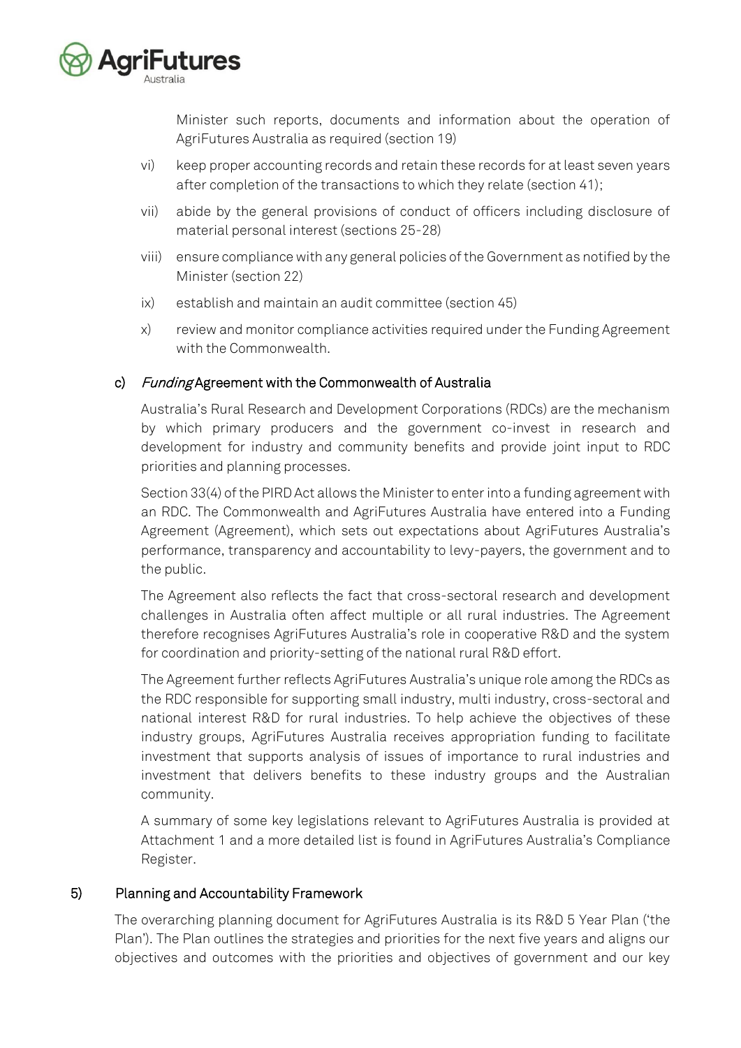Minister such reports, documents and information about the operation of AgriFutures Australia as required (section 19)

vi) keep proper accounting records and retain these records for at least seven years after completion of the transactions to which they relate (section 41);

vii) abide by the general provisions of conduct of officers including disclosure of material personal interest (sections 25-28)

viii) ensure compliance with any general policies of the Government as notified by the Minister (section 22)

ix) establish and maintain an audit committee (section 45)

x) review and monitor compliance activities required under the Funding Agreement with the Commonwealth.

### c) *Funding* Agreement with the Commonwealth of Australia

Australia's Rural Research and Development Corporations (RDCs) are the mechanism by which primary producers and the government co-invest in research and development for industry and community benefits and provide joint input to RDC priorities and planning processes.

Section 33(4) of the PIRD Act allows the Minister to enter into a funding agreement with an RDC. The Commonwealth and AgriFutures Australia have entered into a Funding Agreement (Agreement), which sets out expectations about AgriFutures Australia's performance, transparency and accountability to levy-payers, the government and to the public.

The Agreement also reflects the fact that cross-sectoral research and development challenges in Australia often affect multiple or all rural industries. The Agreement therefore recognises AgriFutures Australia's role in cooperative R&D and the system for coordination and priority-setting of the national rural R&D effort.

The Agreement further reflects AgriFutures Australia's unique role among the RDCs as the RDC responsible for supporting small industry, multi industry, cross-sectoral and national interest R&D for rural industries. To help achieve the objectives of these industry groups, AgriFutures Australia receives appropriation funding to facilitate investment that supports analysis of issues of importance to rural industries and investment that delivers benefits to these industry groups and the Australian community.

A summary of some key legislations relevant to AgriFutures Australia is provided at Attachment 1 and a more detailed list is found in AgriFutures Australia's Compliance Register.

## 5) Planning and Accountability Framework

The overarching planning document for AgriFutures Australia is its R&D 5 Year Plan ('the Plan'). The Plan outlines the strategies and priorities for the next five years and aligns our objectives and outcomes with the priorities and objectives of government and our key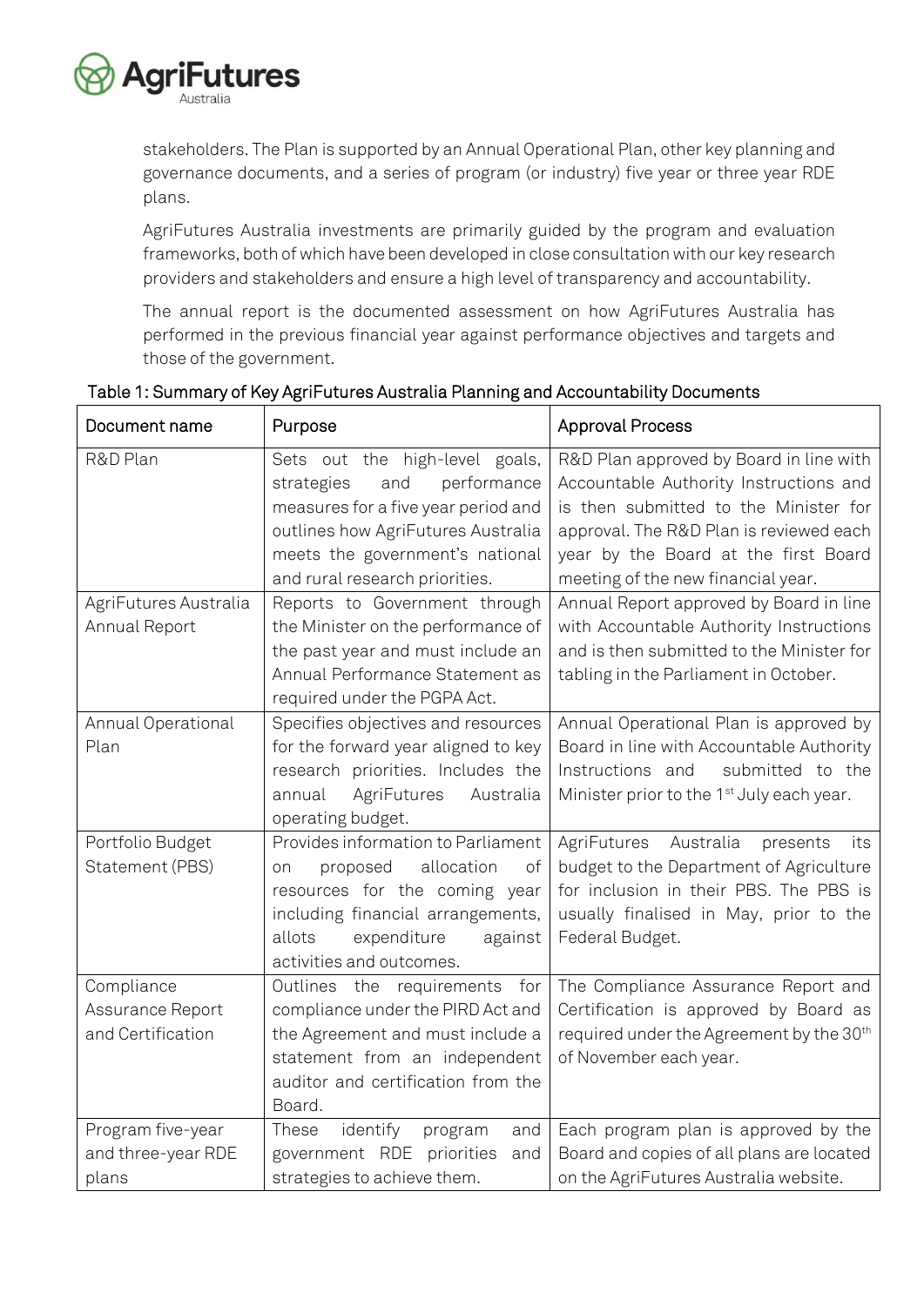stakeholders. The Plan is supported by an Annual Operational Plan, other key planning and governance documents, and a series of program (or industry) five year or three year RDE plans.

AgriFutures Australia investments are primarily guided by the program and evaluation frameworks, both of which have been developed in close consultation with our key research providers and stakeholders and ensure a high level of transparency and accountability.

The annual report is the documented assessment on how AgriFutures Australia has performed in the previous financial year against performance objectives and targets and those of the government.

Table 1: Summary of Key AgriFutures Australia Planning and Accountability Documents

| Document name | Purpose | Approval Process |
|---|---|---|
| R&D Plan | Sets out the high-level goals, strategies and performance measures for a five year period and outlines how AgriFutures Australia meets the government's national and rural research priorities. | R&D Plan approved by Board in line with Accountable Authority Instructions and is then submitted to the Minister for approval. The R&D Plan is reviewed each year by the Board at the first Board meeting of the new financial year. |
| AgriFutures Australia Annual Report | Reports to Government through the Minister on the performance of the past year and must include an Annual Performance Statement as required under the PGPA Act. | Annual Report approved by Board in line with Accountable Authority Instructions and is then submitted to the Minister for tabling in the Parliament in October. |
| Annual Operational Plan | Specifies objectives and resources for the forward year aligned to key research priorities. Includes the annual AgriFutures Australia operating budget. | Annual Operational Plan is approved by Board in line with Accountable Authority Instructions and submitted to the Minister prior to the 1st July each year. |
| Portfolio Budget Statement (PBS) | Provides information to Parliament on proposed allocation of resources for the coming year including financial arrangements, allots expenditure against activities and outcomes. | AgriFutures Australia presents its budget to the Department of Agriculture for inclusion in their PBS. The PBS is usually finalised in May, prior to the Federal Budget. |
| Compliance Assurance Report and Certification | Outlines the requirements for compliance under the PIRD Act and the Agreement and must include a statement from an independent auditor and certification from the Board. | The Compliance Assurance Report and Certification is approved by Board as required under the Agreement by the 30th of November each year. |
| Program five-year and three-year RDE plans | These identify program and government RDE priorities and strategies to achieve them. | Each program plan is approved by the Board and copies of all plans are located on the AgriFutures Australia website. |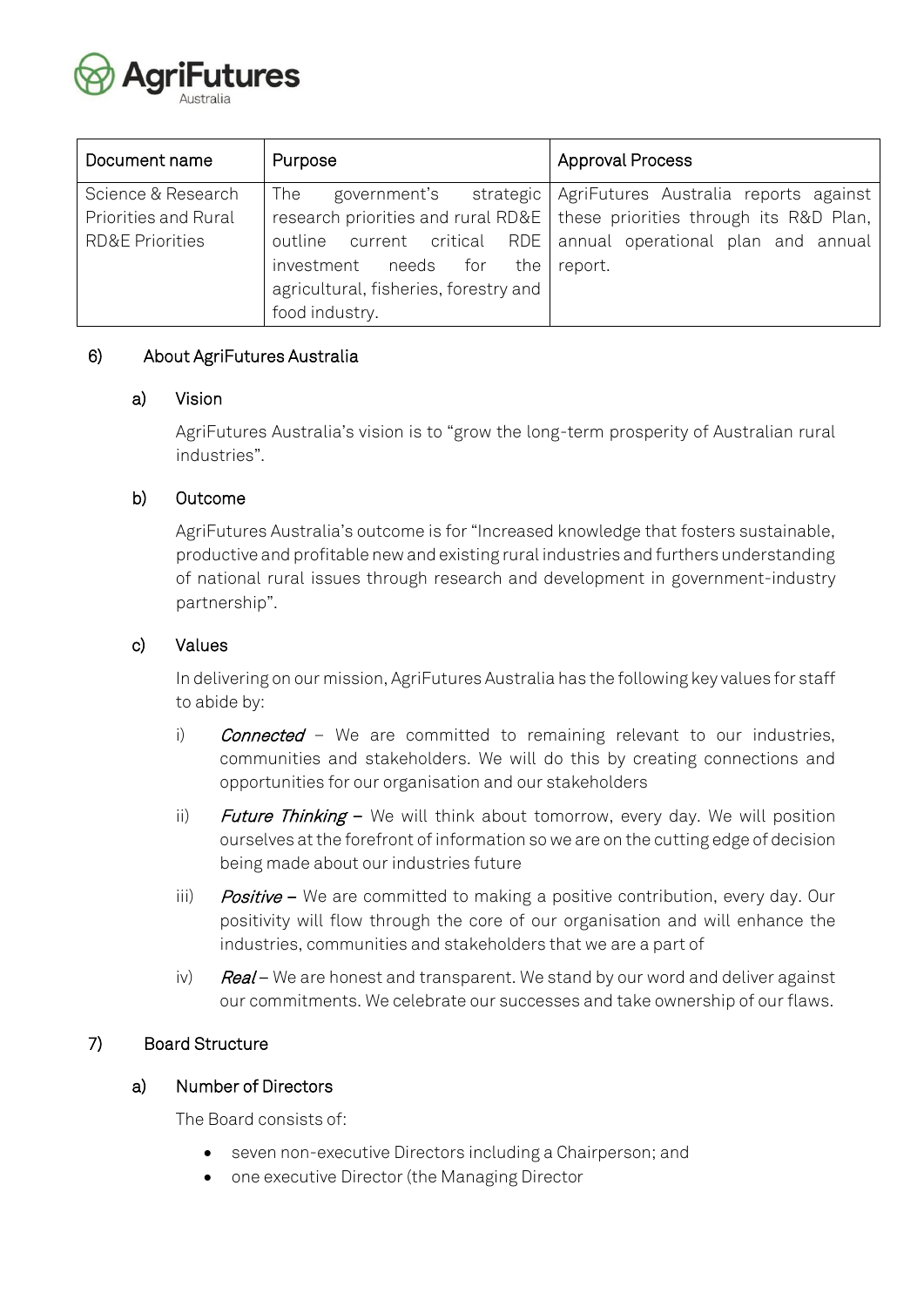| Document name | Purpose | Approval Process |
|---|---|---|
| Science & Research Priorities and Rural RD&E Priorities | The government's strategic research priorities and rural RD&E outline current critical RDE investment needs for the agricultural, fisheries, forestry and food industry. | AgriFutures Australia reports against these priorities through its R&D Plan, annual operational plan and annual report. |

## 6) About AgriFutures Australia

### a) Vision

AgriFutures Australia's vision is to "grow the long-term prosperity of Australian rural industries".

### b) Outcome

AgriFutures Australia's outcome is for "Increased knowledge that fosters sustainable, productive and profitable new and existing rural industries and furthers understanding of national rural issues through research and development in government-industry partnership".

### c) Values

In delivering on our mission, AgriFutures Australia has the following key values for staff to abide by:

i) *Connected* – We are committed to remaining relevant to our industries, communities and stakeholders. We will do this by creating connections and opportunities for our organisation and our stakeholders

ii) *Future Thinking* – We will think about tomorrow, every day. We will position ourselves at the forefront of information so we are on the cutting edge of decision being made about our industries future

iii) *Positive* – We are committed to making a positive contribution, every day. Our positivity will flow through the core of our organisation and will enhance the industries, communities and stakeholders that we are a part of

iv) *Real* – We are honest and transparent. We stand by our word and deliver against our commitments. We celebrate our successes and take ownership of our flaws.

## 7) Board Structure

### a) Number of Directors

The Board consists of:

- seven non-executive Directors including a Chairperson; and
- one executive Director (the Managing Director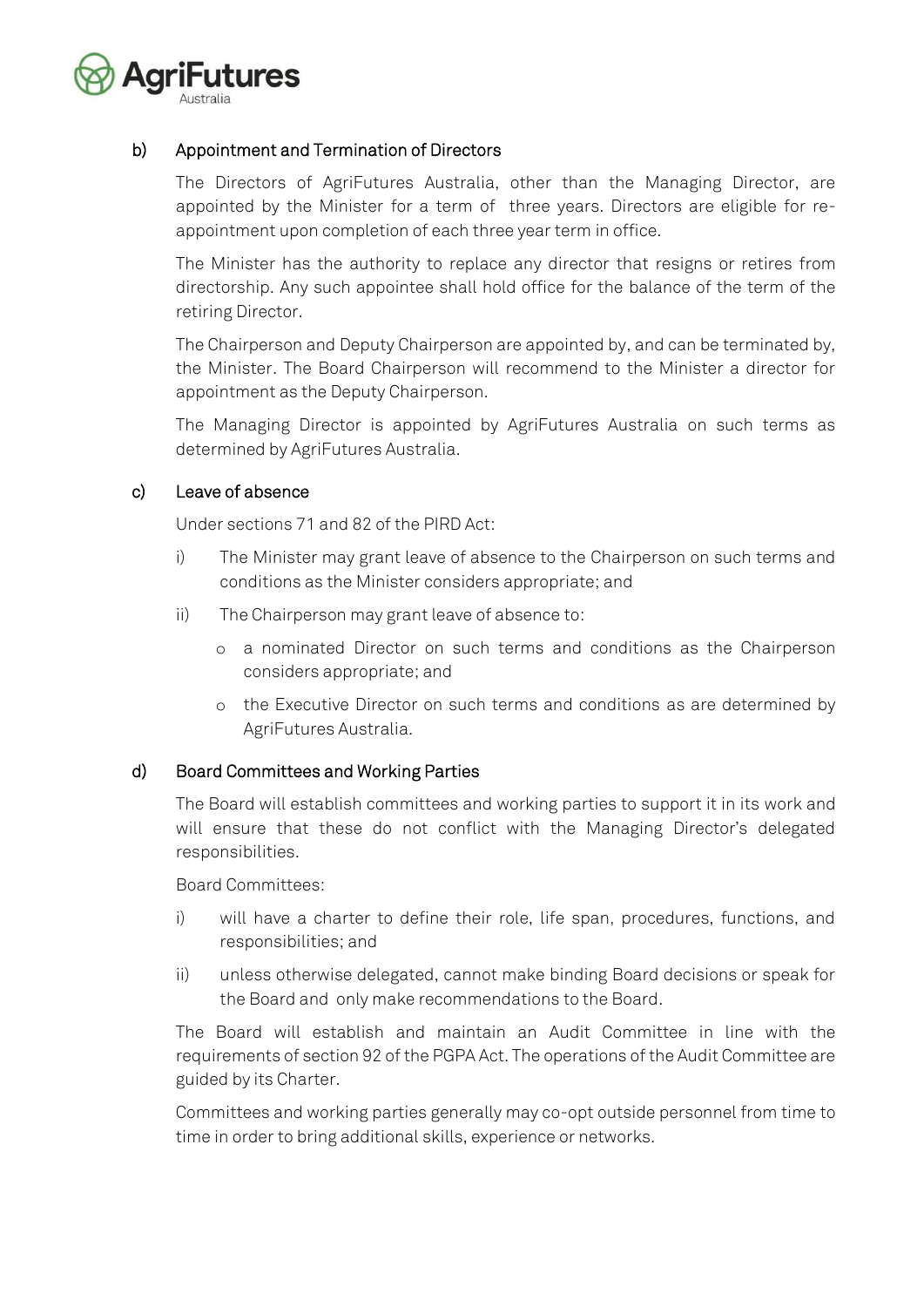### b) Appointment and Termination of Directors

The Directors of AgriFutures Australia, other than the Managing Director, are appointed by the Minister for a term of three years. Directors are eligible for re-appointment upon completion of each three year term in office.

The Minister has the authority to replace any director that resigns or retires from directorship. Any such appointee shall hold office for the balance of the term of the retiring Director.

The Chairperson and Deputy Chairperson are appointed by, and can be terminated by, the Minister. The Board Chairperson will recommend to the Minister a director for appointment as the Deputy Chairperson.

The Managing Director is appointed by AgriFutures Australia on such terms as determined by AgriFutures Australia.

### c) Leave of absence

Under sections 71 and 82 of the PIRD Act:

i) The Minister may grant leave of absence to the Chairperson on such terms and conditions as the Minister considers appropriate; and

ii) The Chairperson may grant leave of absence to:

- a nominated Director on such terms and conditions as the Chairperson considers appropriate; and
- the Executive Director on such terms and conditions as are determined by AgriFutures Australia.

### d) Board Committees and Working Parties

The Board will establish committees and working parties to support it in its work and will ensure that these do not conflict with the Managing Director's delegated responsibilities.

Board Committees:

i) will have a charter to define their role, life span, procedures, functions, and responsibilities; and

ii) unless otherwise delegated, cannot make binding Board decisions or speak for the Board and only make recommendations to the Board.

The Board will establish and maintain an Audit Committee in line with the requirements of section 92 of the PGPA Act. The operations of the Audit Committee are guided by its Charter.

Committees and working parties generally may co-opt outside personnel from time to time in order to bring additional skills, experience or networks.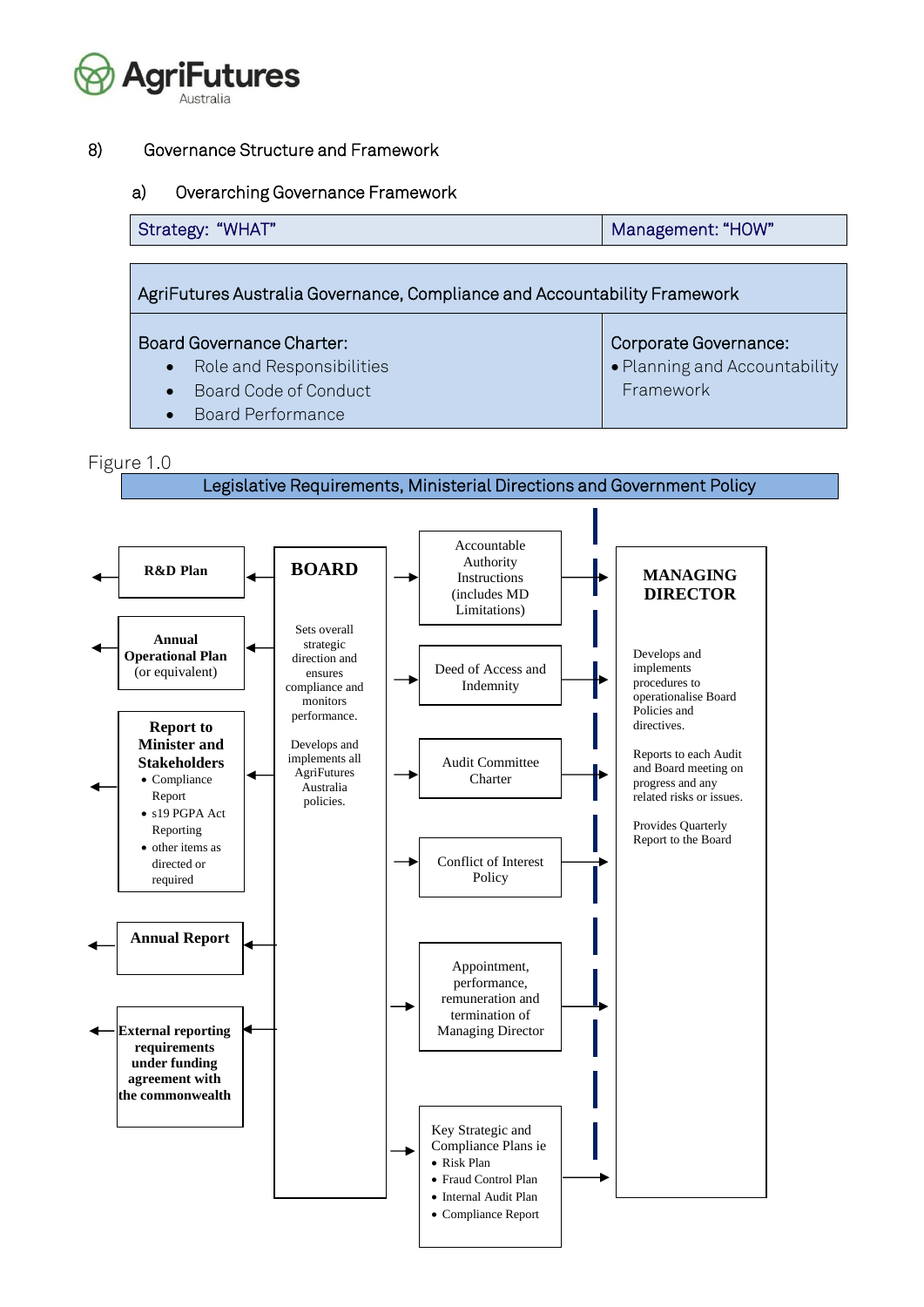## 8) Governance Structure and Framework

### a) Overarching Governance Framework

| Strategy: "WHAT" | Management: "HOW" |
|---|---|

| AgriFutures Australia Governance, Compliance and Accountability Framework | |
|---|---|
| Board Governance Charter:<br>• Role and Responsibilities<br>• Board Code of Conduct<br>• Board Performance | Corporate Governance:<br>• Planning and Accountability Framework |

Figure 1.0

**Legislative Requirements, Ministerial Directions and Government Policy**

**R&D Plan**

**Annual Operational Plan** (or equivalent)

**Report to Minister and Stakeholders**
- Compliance Report
- s19 PGPA Act Reporting
- other items as directed or required

**Annual Report**

**External reporting requirements under funding agreement with the commonwealth**

**BOARD**

Sets overall strategic direction and ensures compliance and monitors performance.

Develops and implements all AgriFutures Australia policies.

Accountable Authority Instructions (includes MD Limitations)

Deed of Access and Indemnity

Audit Committee Charter

Conflict of Interest Policy

Appointment, performance, remuneration and termination of Managing Director

Key Strategic and Compliance Plans ie
- Risk Plan
- Fraud Control Plan
- Internal Audit Plan
- Compliance Report

**MANAGING DIRECTOR**

Develops and implements procedures to operationalise Board Policies and directives.

Reports to each Audit and Board meeting on progress and any related risks or issues.

Provides Quarterly Report to the Board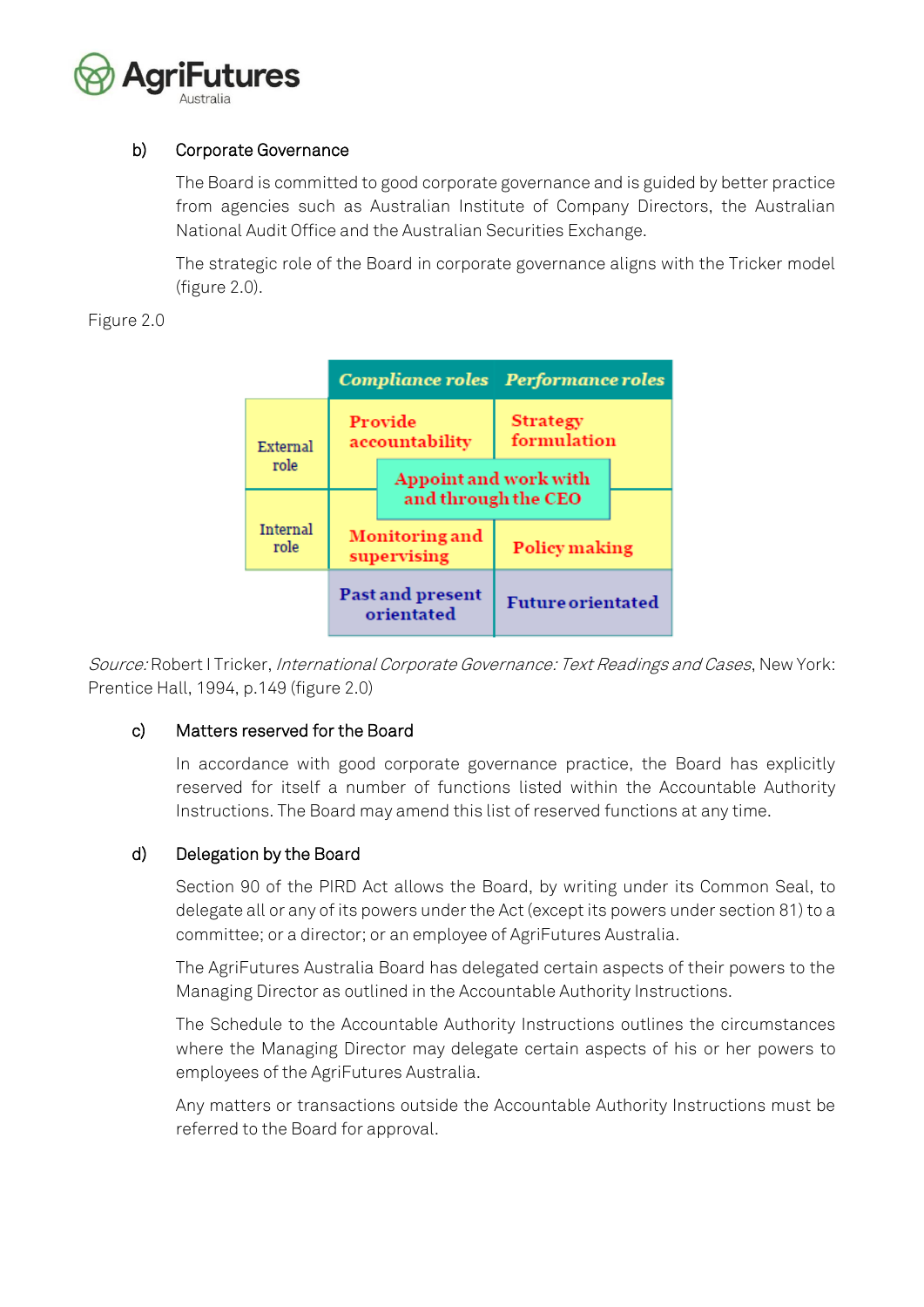### b) Corporate Governance

The Board is committed to good corporate governance and is guided by better practice from agencies such as Australian Institute of Company Directors, the Australian National Audit Office and the Australian Securities Exchange.

The strategic role of the Board in corporate governance aligns with the Tricker model (figure 2.0).

Figure 2.0

| | Compliance roles | Performance roles |
|---|---|---|
| External role | Provide accountability | Strategy formulation |
| | Appoint and work with and through the CEO | |
| Internal role | Monitoring and supervising | Policy making |
| | Past and present orientated | Future orientated |

*Source:* Robert I Tricker, *International Corporate Governance: Text Readings and Cases*, New York: Prentice Hall, 1994, p.149 (figure 2.0)

### c) Matters reserved for the Board

In accordance with good corporate governance practice, the Board has explicitly reserved for itself a number of functions listed within the Accountable Authority Instructions. The Board may amend this list of reserved functions at any time.

### d) Delegation by the Board

Section 90 of the PIRD Act allows the Board, by writing under its Common Seal, to delegate all or any of its powers under the Act (except its powers under section 81) to a committee; or a director; or an employee of AgriFutures Australia.

The AgriFutures Australia Board has delegated certain aspects of their powers to the Managing Director as outlined in the Accountable Authority Instructions.

The Schedule to the Accountable Authority Instructions outlines the circumstances where the Managing Director may delegate certain aspects of his or her powers to employees of the AgriFutures Australia.

Any matters or transactions outside the Accountable Authority Instructions must be referred to the Board for approval.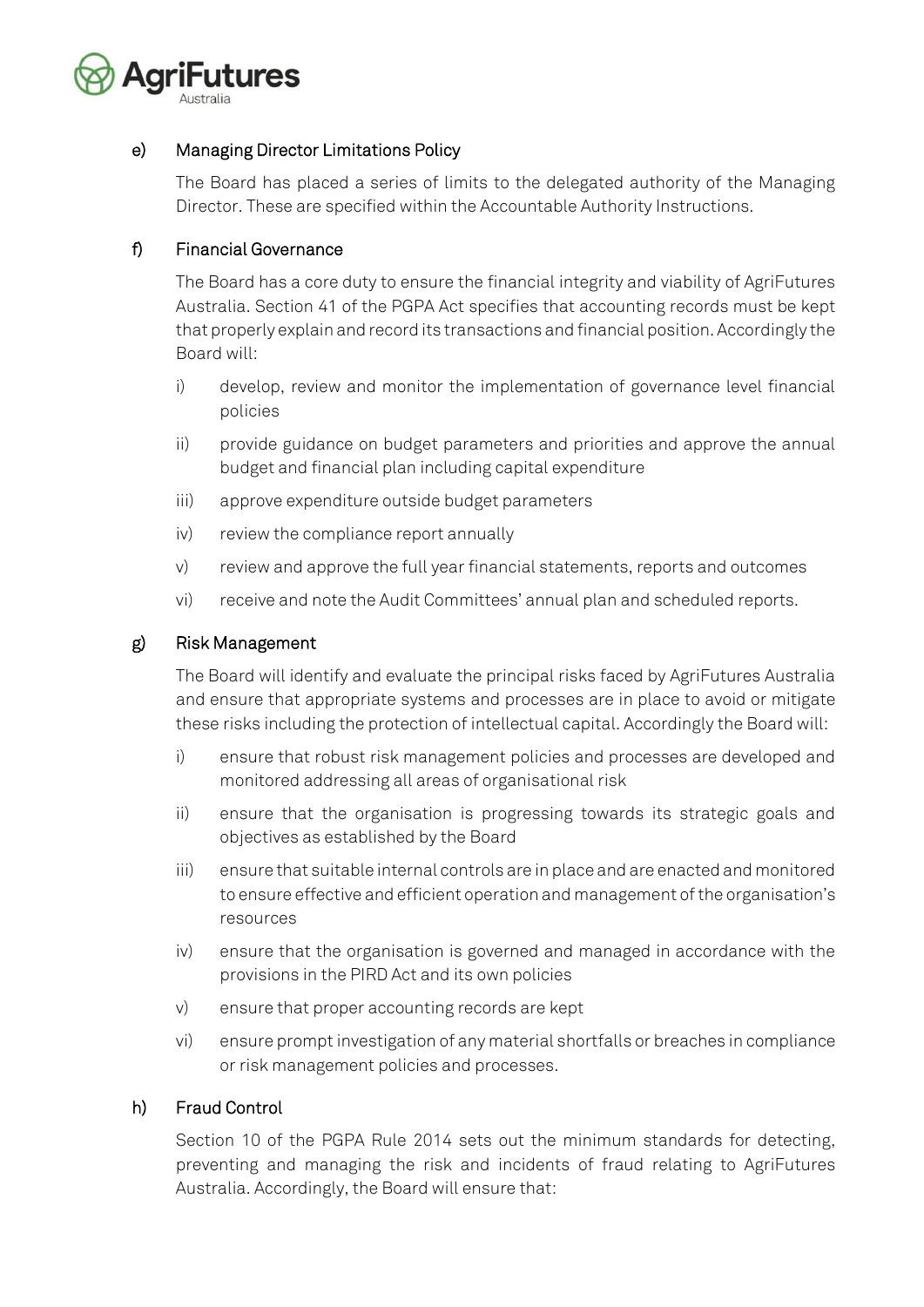### e) Managing Director Limitations Policy

The Board has placed a series of limits to the delegated authority of the Managing Director. These are specified within the Accountable Authority Instructions.

### f) Financial Governance

The Board has a core duty to ensure the financial integrity and viability of AgriFutures Australia. Section 41 of the PGPA Act specifies that accounting records must be kept that properly explain and record its transactions and financial position. Accordingly the Board will:

- i) develop, review and monitor the implementation of governance level financial policies
- ii) provide guidance on budget parameters and priorities and approve the annual budget and financial plan including capital expenditure
- iii) approve expenditure outside budget parameters
- iv) review the compliance report annually
- v) review and approve the full year financial statements, reports and outcomes
- vi) receive and note the Audit Committees' annual plan and scheduled reports.

### g) Risk Management

The Board will identify and evaluate the principal risks faced by AgriFutures Australia and ensure that appropriate systems and processes are in place to avoid or mitigate these risks including the protection of intellectual capital. Accordingly the Board will:

- i) ensure that robust risk management policies and processes are developed and monitored addressing all areas of organisational risk
- ii) ensure that the organisation is progressing towards its strategic goals and objectives as established by the Board
- iii) ensure that suitable internal controls are in place and are enacted and monitored to ensure effective and efficient operation and management of the organisation's resources
- iv) ensure that the organisation is governed and managed in accordance with the provisions in the PIRD Act and its own policies
- v) ensure that proper accounting records are kept
- vi) ensure prompt investigation of any material shortfalls or breaches in compliance or risk management policies and processes.

### h) Fraud Control

Section 10 of the PGPA Rule 2014 sets out the minimum standards for detecting, preventing and managing the risk and incidents of fraud relating to AgriFutures Australia. Accordingly, the Board will ensure that: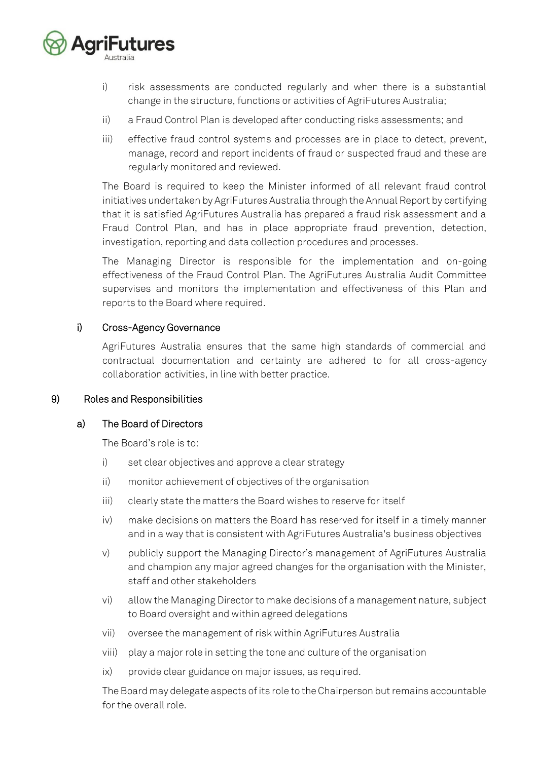i) risk assessments are conducted regularly and when there is a substantial change in the structure, functions or activities of AgriFutures Australia;

ii) a Fraud Control Plan is developed after conducting risks assessments; and

iii) effective fraud control systems and processes are in place to detect, prevent, manage, record and report incidents of fraud or suspected fraud and these are regularly monitored and reviewed.

The Board is required to keep the Minister informed of all relevant fraud control initiatives undertaken by AgriFutures Australia through the Annual Report by certifying that it is satisfied AgriFutures Australia has prepared a fraud risk assessment and a Fraud Control Plan, and has in place appropriate fraud prevention, detection, investigation, reporting and data collection procedures and processes.

The Managing Director is responsible for the implementation and on-going effectiveness of the Fraud Control Plan. The AgriFutures Australia Audit Committee supervises and monitors the implementation and effectiveness of this Plan and reports to the Board where required.

### i) Cross-Agency Governance

AgriFutures Australia ensures that the same high standards of commercial and contractual documentation and certainty are adhered to for all cross-agency collaboration activities, in line with better practice.

## 9) Roles and Responsibilities

### a) The Board of Directors

The Board's role is to:

i) set clear objectives and approve a clear strategy

ii) monitor achievement of objectives of the organisation

iii) clearly state the matters the Board wishes to reserve for itself

iv) make decisions on matters the Board has reserved for itself in a timely manner and in a way that is consistent with AgriFutures Australia's business objectives

v) publicly support the Managing Director's management of AgriFutures Australia and champion any major agreed changes for the organisation with the Minister, staff and other stakeholders

vi) allow the Managing Director to make decisions of a management nature, subject to Board oversight and within agreed delegations

vii) oversee the management of risk within AgriFutures Australia

viii) play a major role in setting the tone and culture of the organisation

ix) provide clear guidance on major issues, as required.

The Board may delegate aspects of its role to the Chairperson but remains accountable for the overall role.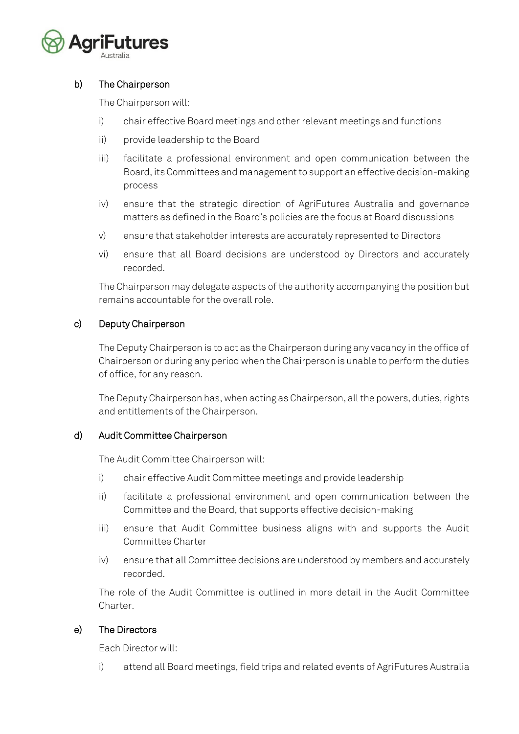### b) The Chairperson

The Chairperson will:

i) chair effective Board meetings and other relevant meetings and functions

ii) provide leadership to the Board

iii) facilitate a professional environment and open communication between the Board, its Committees and management to support an effective decision-making process

iv) ensure that the strategic direction of AgriFutures Australia and governance matters as defined in the Board's policies are the focus at Board discussions

v) ensure that stakeholder interests are accurately represented to Directors

vi) ensure that all Board decisions are understood by Directors and accurately recorded.

The Chairperson may delegate aspects of the authority accompanying the position but remains accountable for the overall role.

### c) Deputy Chairperson

The Deputy Chairperson is to act as the Chairperson during any vacancy in the office of Chairperson or during any period when the Chairperson is unable to perform the duties of office, for any reason.

The Deputy Chairperson has, when acting as Chairperson, all the powers, duties, rights and entitlements of the Chairperson.

### d) Audit Committee Chairperson

The Audit Committee Chairperson will:

i) chair effective Audit Committee meetings and provide leadership

ii) facilitate a professional environment and open communication between the Committee and the Board, that supports effective decision-making

iii) ensure that Audit Committee business aligns with and supports the Audit Committee Charter

iv) ensure that all Committee decisions are understood by members and accurately recorded.

The role of the Audit Committee is outlined in more detail in the Audit Committee Charter.

### e) The Directors

Each Director will:

i) attend all Board meetings, field trips and related events of AgriFutures Australia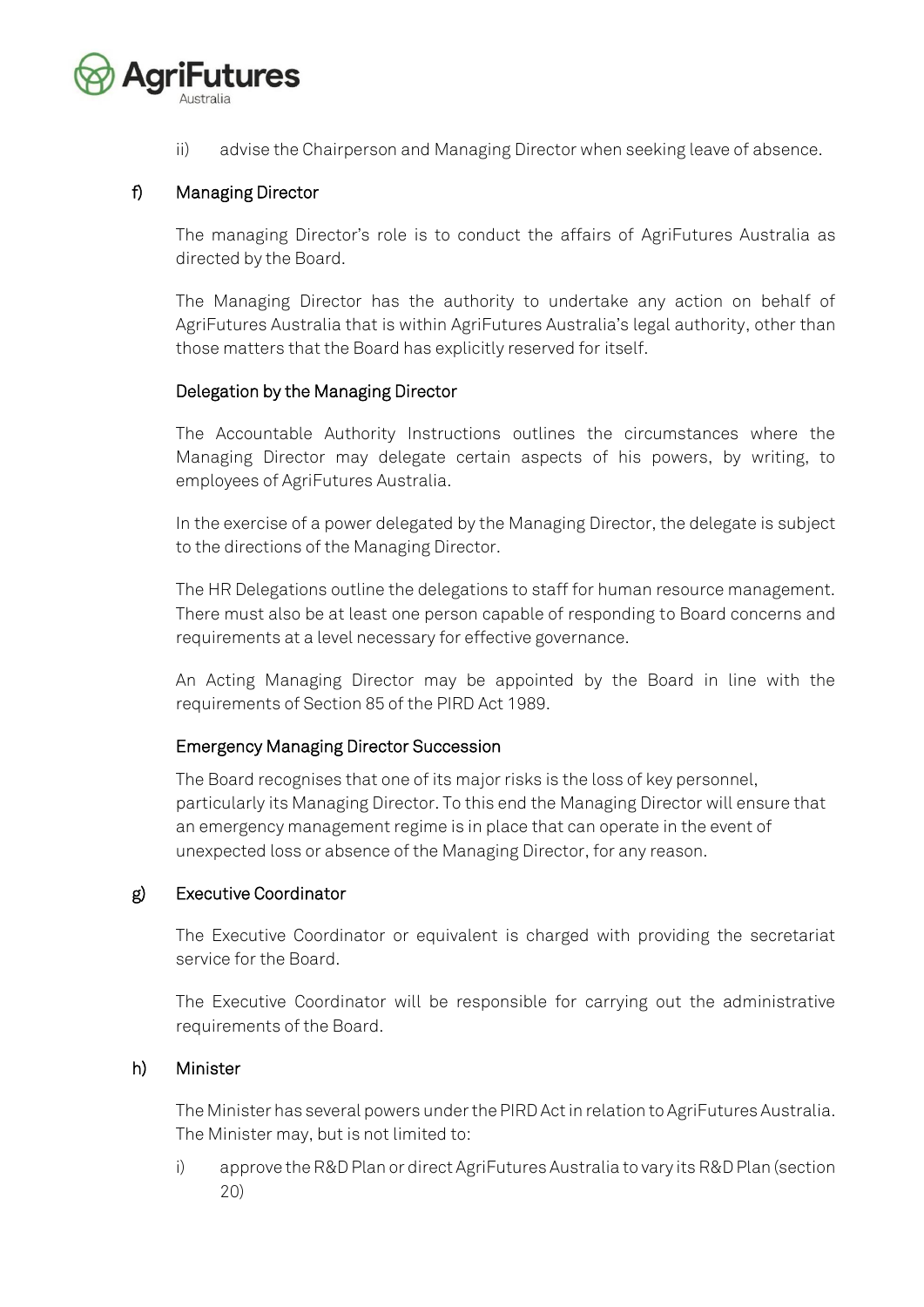ii) advise the Chairperson and Managing Director when seeking leave of absence.

### f) Managing Director

The managing Director's role is to conduct the affairs of AgriFutures Australia as directed by the Board.

The Managing Director has the authority to undertake any action on behalf of AgriFutures Australia that is within AgriFutures Australia's legal authority, other than those matters that the Board has explicitly reserved for itself.

#### Delegation by the Managing Director

The Accountable Authority Instructions outlines the circumstances where the Managing Director may delegate certain aspects of his powers, by writing, to employees of AgriFutures Australia.

In the exercise of a power delegated by the Managing Director, the delegate is subject to the directions of the Managing Director.

The HR Delegations outline the delegations to staff for human resource management. There must also be at least one person capable of responding to Board concerns and requirements at a level necessary for effective governance.

An Acting Managing Director may be appointed by the Board in line with the requirements of Section 85 of the PIRD Act 1989.

#### Emergency Managing Director Succession

The Board recognises that one of its major risks is the loss of key personnel, particularly its Managing Director. To this end the Managing Director will ensure that an emergency management regime is in place that can operate in the event of unexpected loss or absence of the Managing Director, for any reason.

### g) Executive Coordinator

The Executive Coordinator or equivalent is charged with providing the secretariat service for the Board.

The Executive Coordinator will be responsible for carrying out the administrative requirements of the Board.

### h) Minister

The Minister has several powers under the PIRD Act in relation to AgriFutures Australia. The Minister may, but is not limited to:

i) approve the R&D Plan or direct AgriFutures Australia to vary its R&D Plan (section 20)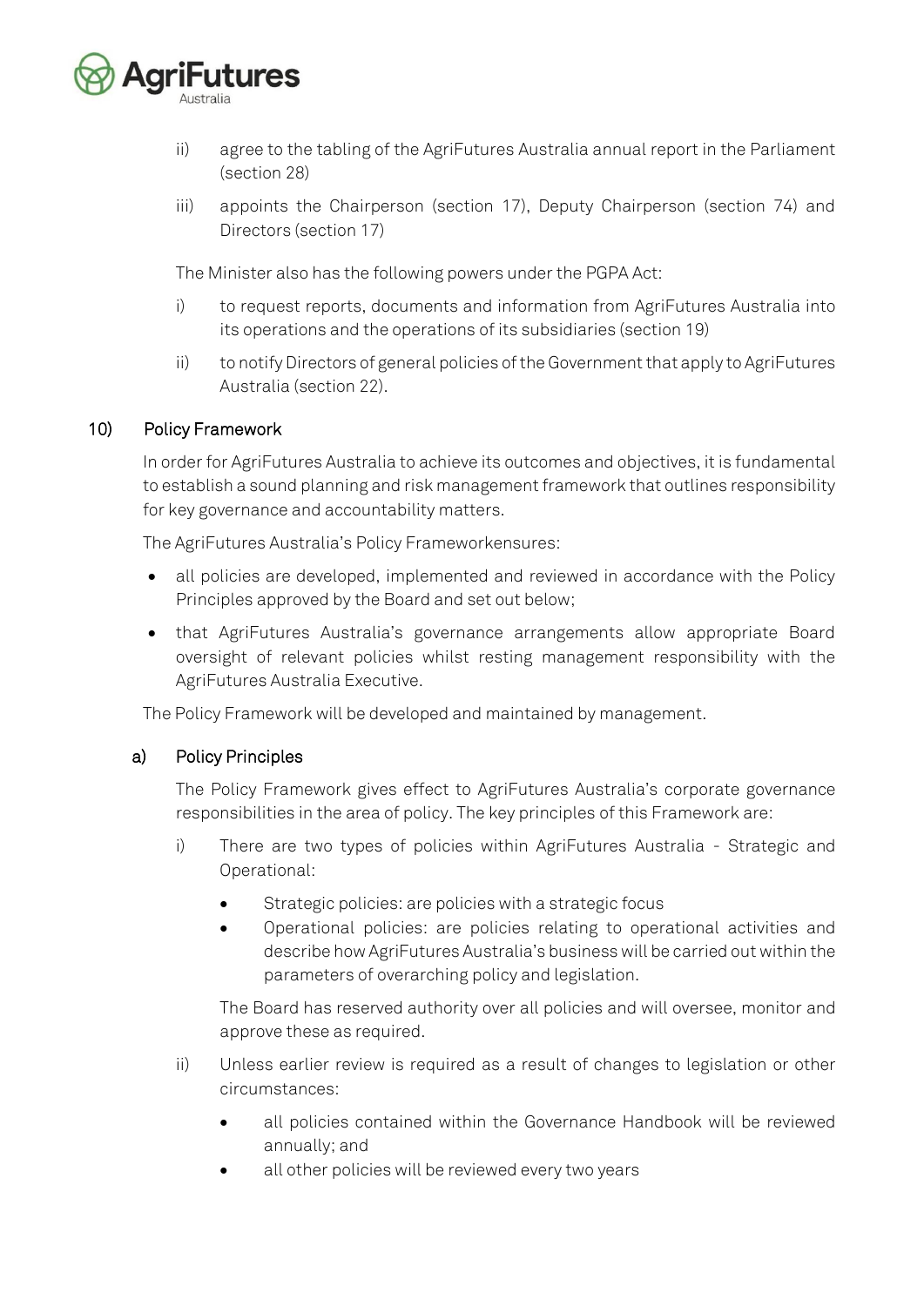ii) agree to the tabling of the AgriFutures Australia annual report in the Parliament (section 28)

iii) appoints the Chairperson (section 17), Deputy Chairperson (section 74) and Directors (section 17)

The Minister also has the following powers under the PGPA Act:

i) to request reports, documents and information from AgriFutures Australia into its operations and the operations of its subsidiaries (section 19)

ii) to notify Directors of general policies of the Government that apply to AgriFutures Australia (section 22).

## 10) Policy Framework

In order for AgriFutures Australia to achieve its outcomes and objectives, it is fundamental to establish a sound planning and risk management framework that outlines responsibility for key governance and accountability matters.

The AgriFutures Australia's Policy Frameworkensures:

- all policies are developed, implemented and reviewed in accordance with the Policy Principles approved by the Board and set out below;
- that AgriFutures Australia's governance arrangements allow appropriate Board oversight of relevant policies whilst resting management responsibility with the AgriFutures Australia Executive.

The Policy Framework will be developed and maintained by management.

### a) Policy Principles

The Policy Framework gives effect to AgriFutures Australia's corporate governance responsibilities in the area of policy. The key principles of this Framework are:

i) There are two types of policies within AgriFutures Australia - Strategic and Operational:

- Strategic policies: are policies with a strategic focus
- Operational policies: are policies relating to operational activities and describe how AgriFutures Australia's business will be carried out within the parameters of overarching policy and legislation.

The Board has reserved authority over all policies and will oversee, monitor and approve these as required.

ii) Unless earlier review is required as a result of changes to legislation or other circumstances:

- all policies contained within the Governance Handbook will be reviewed annually; and
- all other policies will be reviewed every two years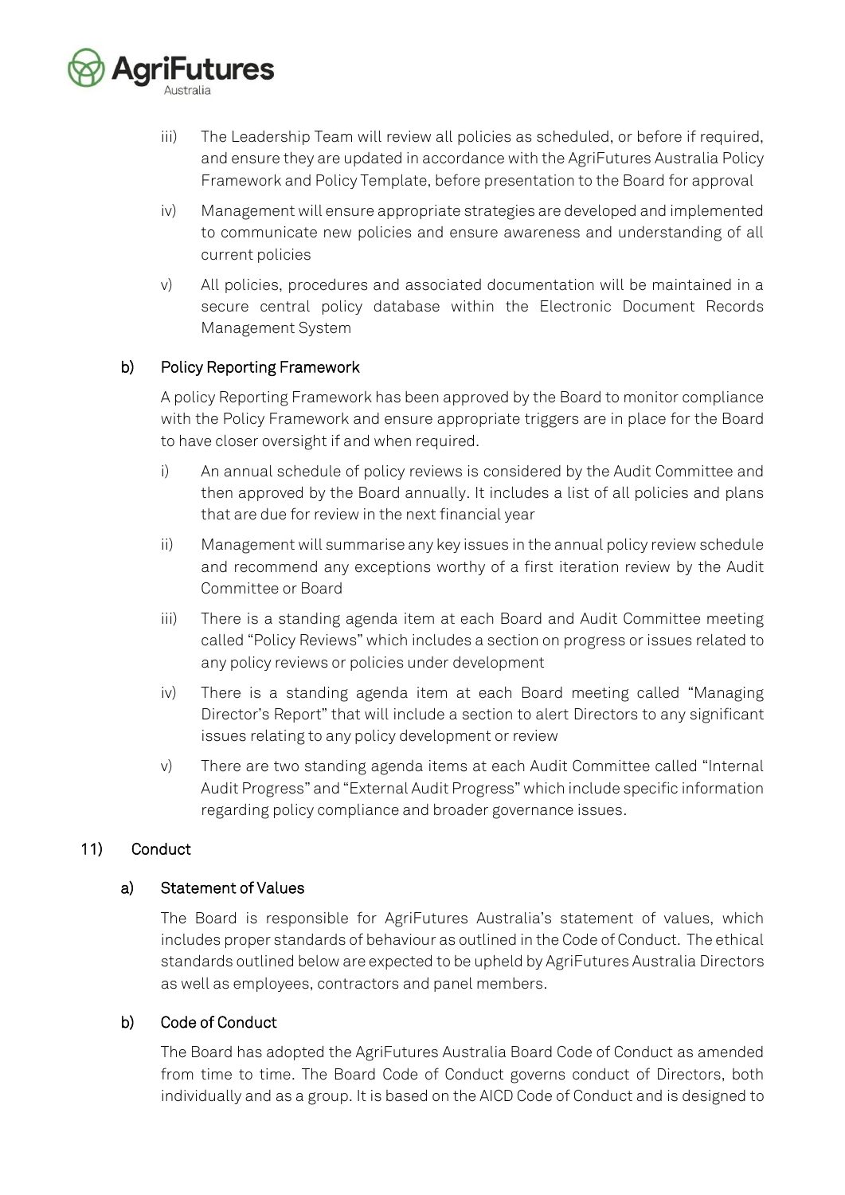iii) The Leadership Team will review all policies as scheduled, or before if required, and ensure they are updated in accordance with the AgriFutures Australia Policy Framework and Policy Template, before presentation to the Board for approval

iv) Management will ensure appropriate strategies are developed and implemented to communicate new policies and ensure awareness and understanding of all current policies

v) All policies, procedures and associated documentation will be maintained in a secure central policy database within the Electronic Document Records Management System

### b) Policy Reporting Framework

A policy Reporting Framework has been approved by the Board to monitor compliance with the Policy Framework and ensure appropriate triggers are in place for the Board to have closer oversight if and when required.

i) An annual schedule of policy reviews is considered by the Audit Committee and then approved by the Board annually. It includes a list of all policies and plans that are due for review in the next financial year

ii) Management will summarise any key issues in the annual policy review schedule and recommend any exceptions worthy of a first iteration review by the Audit Committee or Board

iii) There is a standing agenda item at each Board and Audit Committee meeting called "Policy Reviews" which includes a section on progress or issues related to any policy reviews or policies under development

iv) There is a standing agenda item at each Board meeting called "Managing Director's Report" that will include a section to alert Directors to any significant issues relating to any policy development or review

v) There are two standing agenda items at each Audit Committee called "Internal Audit Progress" and "External Audit Progress" which include specific information regarding policy compliance and broader governance issues.

## 11) Conduct

### a) Statement of Values

The Board is responsible for AgriFutures Australia's statement of values, which includes proper standards of behaviour as outlined in the Code of Conduct. The ethical standards outlined below are expected to be upheld by AgriFutures Australia Directors as well as employees, contractors and panel members.

### b) Code of Conduct

The Board has adopted the AgriFutures Australia Board Code of Conduct as amended from time to time. The Board Code of Conduct governs conduct of Directors, both individually and as a group. It is based on the AICD Code of Conduct and is designed to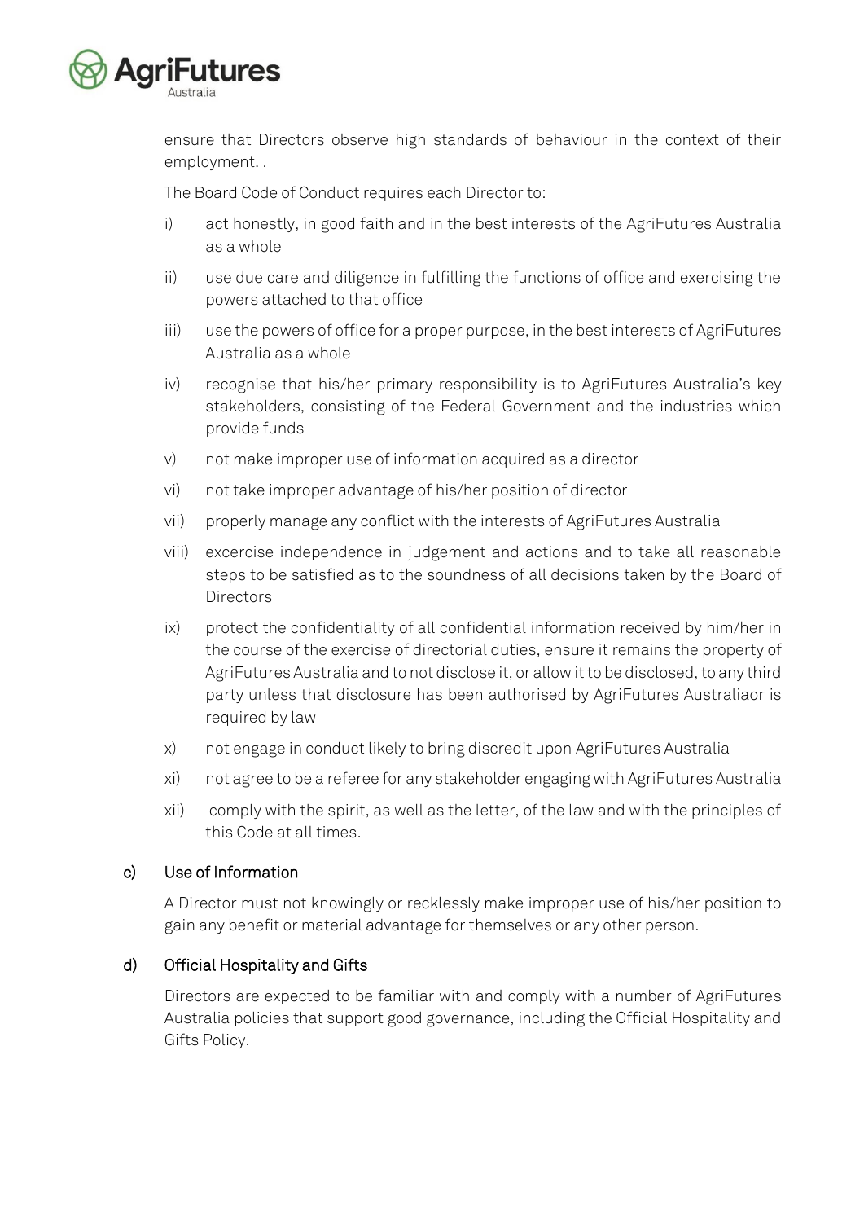ensure that Directors observe high standards of behaviour in the context of their employment. .

The Board Code of Conduct requires each Director to:

i) act honestly, in good faith and in the best interests of the AgriFutures Australia as a whole

ii) use due care and diligence in fulfilling the functions of office and exercising the powers attached to that office

iii) use the powers of office for a proper purpose, in the best interests of AgriFutures Australia as a whole

iv) recognise that his/her primary responsibility is to AgriFutures Australia's key stakeholders, consisting of the Federal Government and the industries which provide funds

v) not make improper use of information acquired as a director

vi) not take improper advantage of his/her position of director

vii) properly manage any conflict with the interests of AgriFutures Australia

viii) excercise independence in judgement and actions and to take all reasonable steps to be satisfied as to the soundness of all decisions taken by the Board of Directors

ix) protect the confidentiality of all confidential information received by him/her in the course of the exercise of directorial duties, ensure it remains the property of AgriFutures Australia and to not disclose it, or allow it to be disclosed, to any third party unless that disclosure has been authorised by AgriFutures Australiaor is required by law

x) not engage in conduct likely to bring discredit upon AgriFutures Australia

xi) not agree to be a referee for any stakeholder engaging with AgriFutures Australia

xii) comply with the spirit, as well as the letter, of the law and with the principles of this Code at all times.

### c) Use of Information

A Director must not knowingly or recklessly make improper use of his/her position to gain any benefit or material advantage for themselves or any other person.

### d) Official Hospitality and Gifts

Directors are expected to be familiar with and comply with a number of AgriFutures Australia policies that support good governance, including the Official Hospitality and Gifts Policy.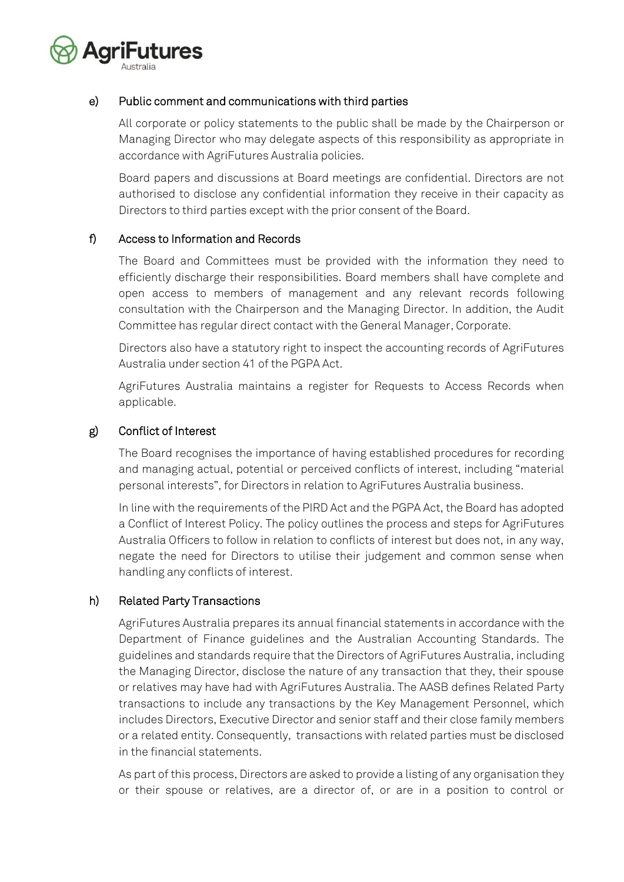### e) Public comment and communications with third parties

All corporate or policy statements to the public shall be made by the Chairperson or Managing Director who may delegate aspects of this responsibility as appropriate in accordance with AgriFutures Australia policies.

Board papers and discussions at Board meetings are confidential. Directors are not authorised to disclose any confidential information they receive in their capacity as Directors to third parties except with the prior consent of the Board.

### f) Access to Information and Records

The Board and Committees must be provided with the information they need to efficiently discharge their responsibilities. Board members shall have complete and open access to members of management and any relevant records following consultation with the Chairperson and the Managing Director. In addition, the Audit Committee has regular direct contact with the General Manager, Corporate.

Directors also have a statutory right to inspect the accounting records of AgriFutures Australia under section 41 of the PGPA Act.

AgriFutures Australia maintains a register for Requests to Access Records when applicable.

### g) Conflict of Interest

The Board recognises the importance of having established procedures for recording and managing actual, potential or perceived conflicts of interest, including "material personal interests", for Directors in relation to AgriFutures Australia business.

In line with the requirements of the PIRD Act and the PGPA Act, the Board has adopted a Conflict of Interest Policy. The policy outlines the process and steps for AgriFutures Australia Officers to follow in relation to conflicts of interest but does not, in any way, negate the need for Directors to utilise their judgement and common sense when handling any conflicts of interest.

### h) Related Party Transactions

AgriFutures Australia prepares its annual financial statements in accordance with the Department of Finance guidelines and the Australian Accounting Standards. The guidelines and standards require that the Directors of AgriFutures Australia, including the Managing Director, disclose the nature of any transaction that they, their spouse or relatives may have had with AgriFutures Australia. The AASB defines Related Party transactions to include any transactions by the Key Management Personnel, which includes Directors, Executive Director and senior staff and their close family members or a related entity. Consequently, transactions with related parties must be disclosed in the financial statements.

As part of this process, Directors are asked to provide a listing of any organisation they or their spouse or relatives, are a director of, or are in a position to control or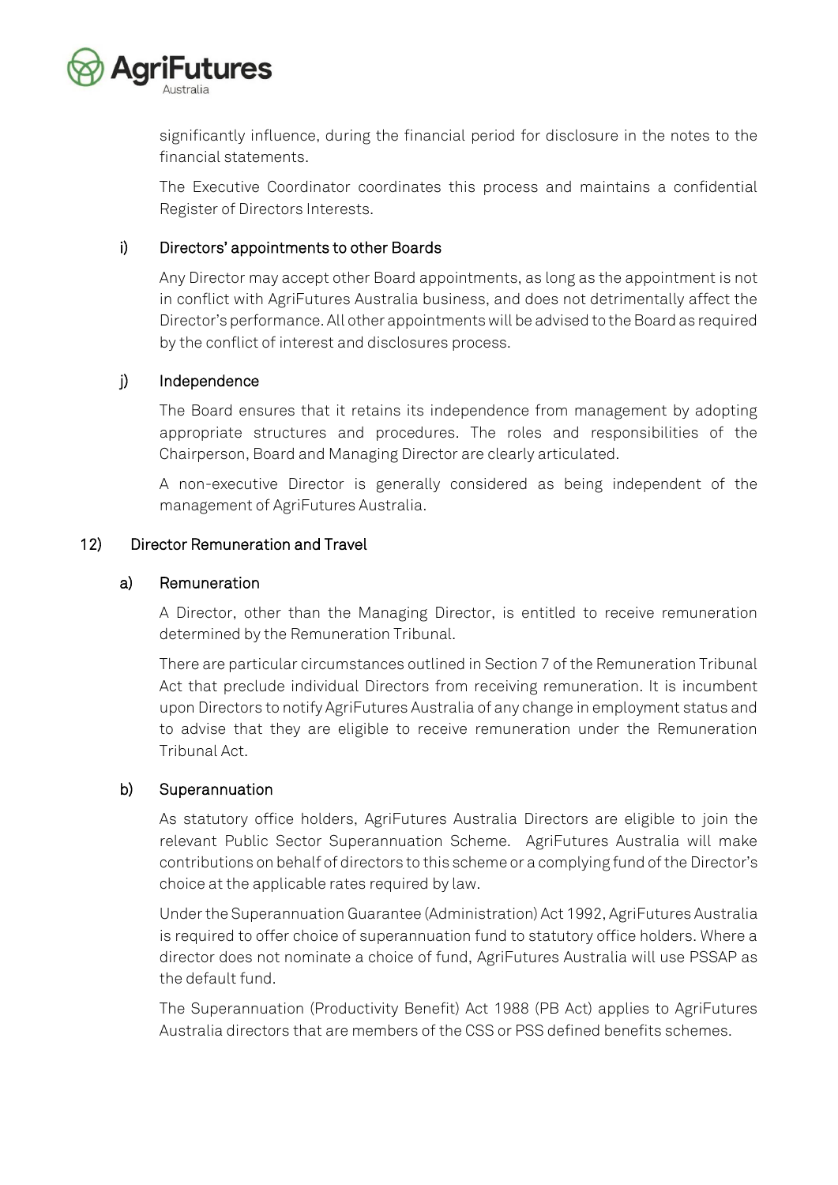significantly influence, during the financial period for disclosure in the notes to the financial statements.

The Executive Coordinator coordinates this process and maintains a confidential Register of Directors Interests.

### i) Directors' appointments to other Boards

Any Director may accept other Board appointments, as long as the appointment is not in conflict with AgriFutures Australia business, and does not detrimentally affect the Director's performance. All other appointments will be advised to the Board as required by the conflict of interest and disclosures process.

### j) Independence

The Board ensures that it retains its independence from management by adopting appropriate structures and procedures. The roles and responsibilities of the Chairperson, Board and Managing Director are clearly articulated.

A non-executive Director is generally considered as being independent of the management of AgriFutures Australia.

## 12) Director Remuneration and Travel

### a) Remuneration

A Director, other than the Managing Director, is entitled to receive remuneration determined by the Remuneration Tribunal.

There are particular circumstances outlined in Section 7 of the Remuneration Tribunal Act that preclude individual Directors from receiving remuneration. It is incumbent upon Directors to notify AgriFutures Australia of any change in employment status and to advise that they are eligible to receive remuneration under the Remuneration Tribunal Act.

### b) Superannuation

As statutory office holders, AgriFutures Australia Directors are eligible to join the relevant Public Sector Superannuation Scheme. AgriFutures Australia will make contributions on behalf of directors to this scheme or a complying fund of the Director's choice at the applicable rates required by law.

Under the Superannuation Guarantee (Administration) Act 1992, AgriFutures Australia is required to offer choice of superannuation fund to statutory office holders. Where a director does not nominate a choice of fund, AgriFutures Australia will use PSSAP as the default fund.

The Superannuation (Productivity Benefit) Act 1988 (PB Act) applies to AgriFutures Australia directors that are members of the CSS or PSS defined benefits schemes.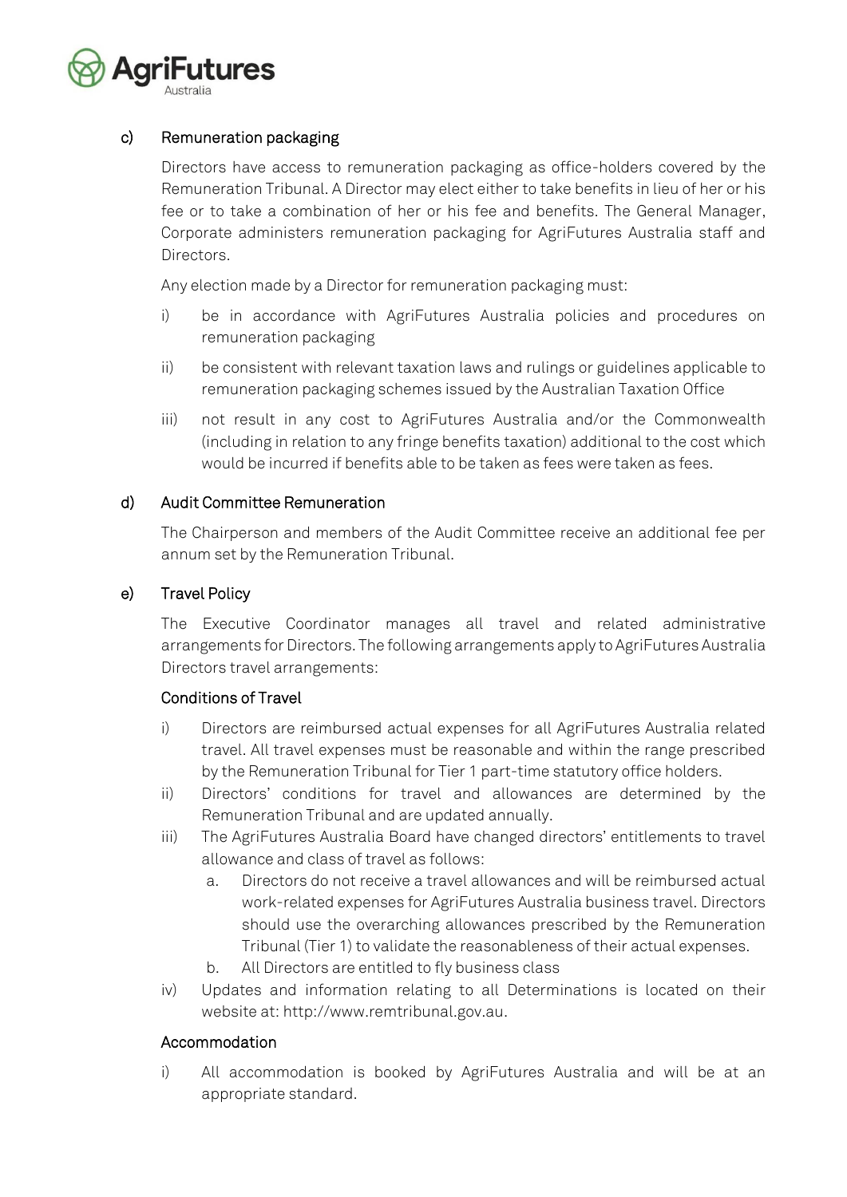### c) Remuneration packaging

Directors have access to remuneration packaging as office-holders covered by the Remuneration Tribunal. A Director may elect either to take benefits in lieu of her or his fee or to take a combination of her or his fee and benefits. The General Manager, Corporate administers remuneration packaging for AgriFutures Australia staff and Directors.

Any election made by a Director for remuneration packaging must:

i) be in accordance with AgriFutures Australia policies and procedures on remuneration packaging

ii) be consistent with relevant taxation laws and rulings or guidelines applicable to remuneration packaging schemes issued by the Australian Taxation Office

iii) not result in any cost to AgriFutures Australia and/or the Commonwealth (including in relation to any fringe benefits taxation) additional to the cost which would be incurred if benefits able to be taken as fees were taken as fees.

### d) Audit Committee Remuneration

The Chairperson and members of the Audit Committee receive an additional fee per annum set by the Remuneration Tribunal.

### e) Travel Policy

The Executive Coordinator manages all travel and related administrative arrangements for Directors. The following arrangements apply to AgriFutures Australia Directors travel arrangements:

#### Conditions of Travel

i) Directors are reimbursed actual expenses for all AgriFutures Australia related travel. All travel expenses must be reasonable and within the range prescribed by the Remuneration Tribunal for Tier 1 part-time statutory office holders.

ii) Directors' conditions for travel and allowances are determined by the Remuneration Tribunal and are updated annually.

iii) The AgriFutures Australia Board have changed directors' entitlements to travel allowance and class of travel as follows:

   a. Directors do not receive a travel allowances and will be reimbursed actual work-related expenses for AgriFutures Australia business travel. Directors should use the overarching allowances prescribed by the Remuneration Tribunal (Tier 1) to validate the reasonableness of their actual expenses.

   b. All Directors are entitled to fly business class

iv) Updates and information relating to all Determinations is located on their website at: http://www.remtribunal.gov.au.

#### Accommodation

i) All accommodation is booked by AgriFutures Australia and will be at an appropriate standard.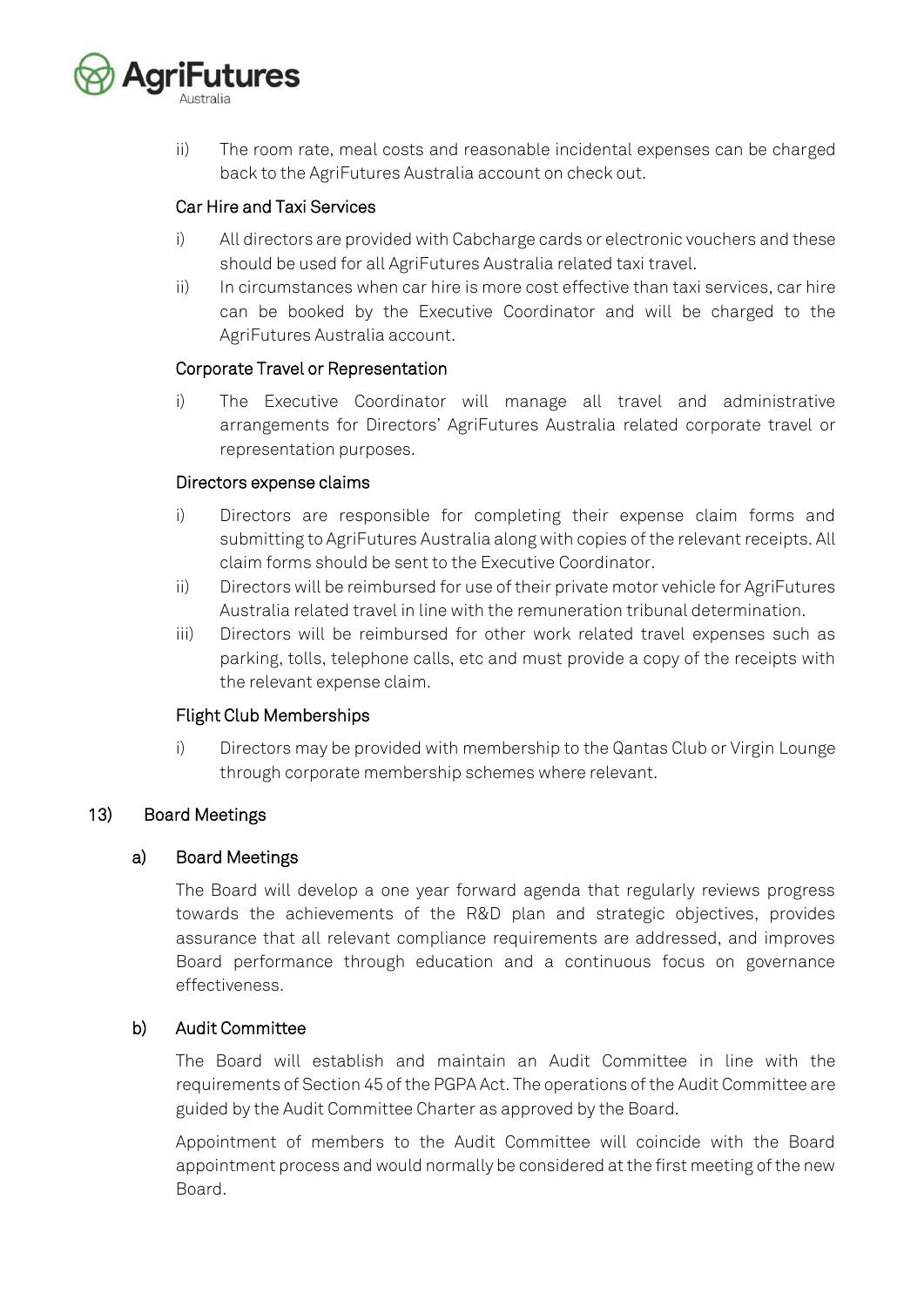ii) The room rate, meal costs and reasonable incidental expenses can be charged back to the AgriFutures Australia account on check out.

#### Car Hire and Taxi Services

i) All directors are provided with Cabcharge cards or electronic vouchers and these should be used for all AgriFutures Australia related taxi travel.

ii) In circumstances when car hire is more cost effective than taxi services, car hire can be booked by the Executive Coordinator and will be charged to the AgriFutures Australia account.

#### Corporate Travel or Representation

i) The Executive Coordinator will manage all travel and administrative arrangements for Directors' AgriFutures Australia related corporate travel or representation purposes.

#### Directors expense claims

i) Directors are responsible for completing their expense claim forms and submitting to AgriFutures Australia along with copies of the relevant receipts. All claim forms should be sent to the Executive Coordinator.

ii) Directors will be reimbursed for use of their private motor vehicle for AgriFutures Australia related travel in line with the remuneration tribunal determination.

iii) Directors will be reimbursed for other work related travel expenses such as parking, tolls, telephone calls, etc and must provide a copy of the receipts with the relevant expense claim.

#### Flight Club Memberships

i) Directors may be provided with membership to the Qantas Club or Virgin Lounge through corporate membership schemes where relevant.

## 13) Board Meetings

### a) Board Meetings

The Board will develop a one year forward agenda that regularly reviews progress towards the achievements of the R&D plan and strategic objectives, provides assurance that all relevant compliance requirements are addressed, and improves Board performance through education and a continuous focus on governance effectiveness.

### b) Audit Committee

The Board will establish and maintain an Audit Committee in line with the requirements of Section 45 of the PGPA Act. The operations of the Audit Committee are guided by the Audit Committee Charter as approved by the Board.

Appointment of members to the Audit Committee will coincide with the Board appointment process and would normally be considered at the first meeting of the new Board.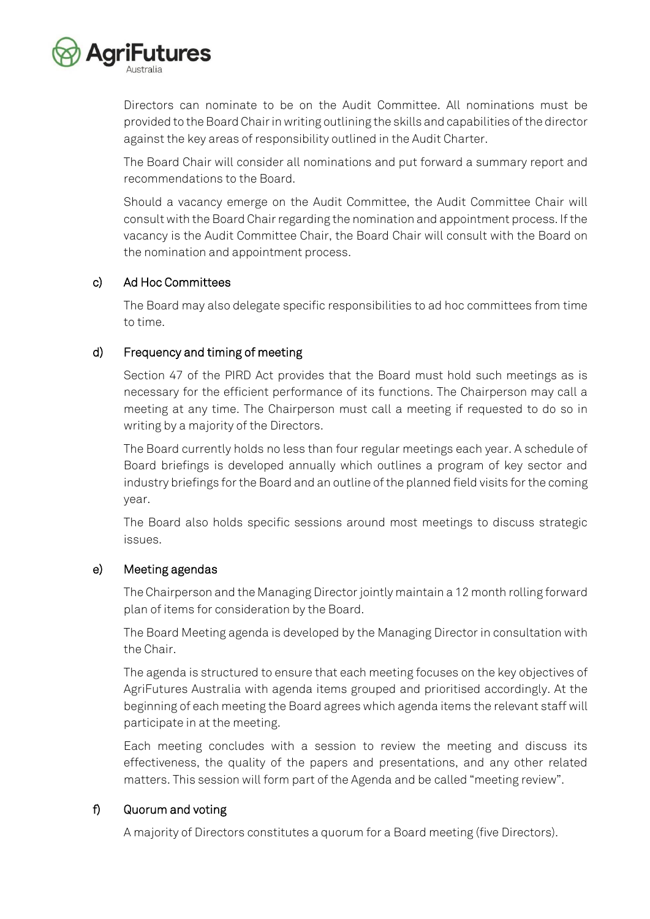Directors can nominate to be on the Audit Committee. All nominations must be provided to the Board Chair in writing outlining the skills and capabilities of the director against the key areas of responsibility outlined in the Audit Charter.

The Board Chair will consider all nominations and put forward a summary report and recommendations to the Board.

Should a vacancy emerge on the Audit Committee, the Audit Committee Chair will consult with the Board Chair regarding the nomination and appointment process. If the vacancy is the Audit Committee Chair, the Board Chair will consult with the Board on the nomination and appointment process.

### c) Ad Hoc Committees

The Board may also delegate specific responsibilities to ad hoc committees from time to time.

### d) Frequency and timing of meeting

Section 47 of the PIRD Act provides that the Board must hold such meetings as is necessary for the efficient performance of its functions. The Chairperson may call a meeting at any time. The Chairperson must call a meeting if requested to do so in writing by a majority of the Directors.

The Board currently holds no less than four regular meetings each year. A schedule of Board briefings is developed annually which outlines a program of key sector and industry briefings for the Board and an outline of the planned field visits for the coming year.

The Board also holds specific sessions around most meetings to discuss strategic issues.

### e) Meeting agendas

The Chairperson and the Managing Director jointly maintain a 12 month rolling forward plan of items for consideration by the Board.

The Board Meeting agenda is developed by the Managing Director in consultation with the Chair.

The agenda is structured to ensure that each meeting focuses on the key objectives of AgriFutures Australia with agenda items grouped and prioritised accordingly. At the beginning of each meeting the Board agrees which agenda items the relevant staff will participate in at the meeting.

Each meeting concludes with a session to review the meeting and discuss its effectiveness, the quality of the papers and presentations, and any other related matters. This session will form part of the Agenda and be called "meeting review".

### f) Quorum and voting

A majority of Directors constitutes a quorum for a Board meeting (five Directors).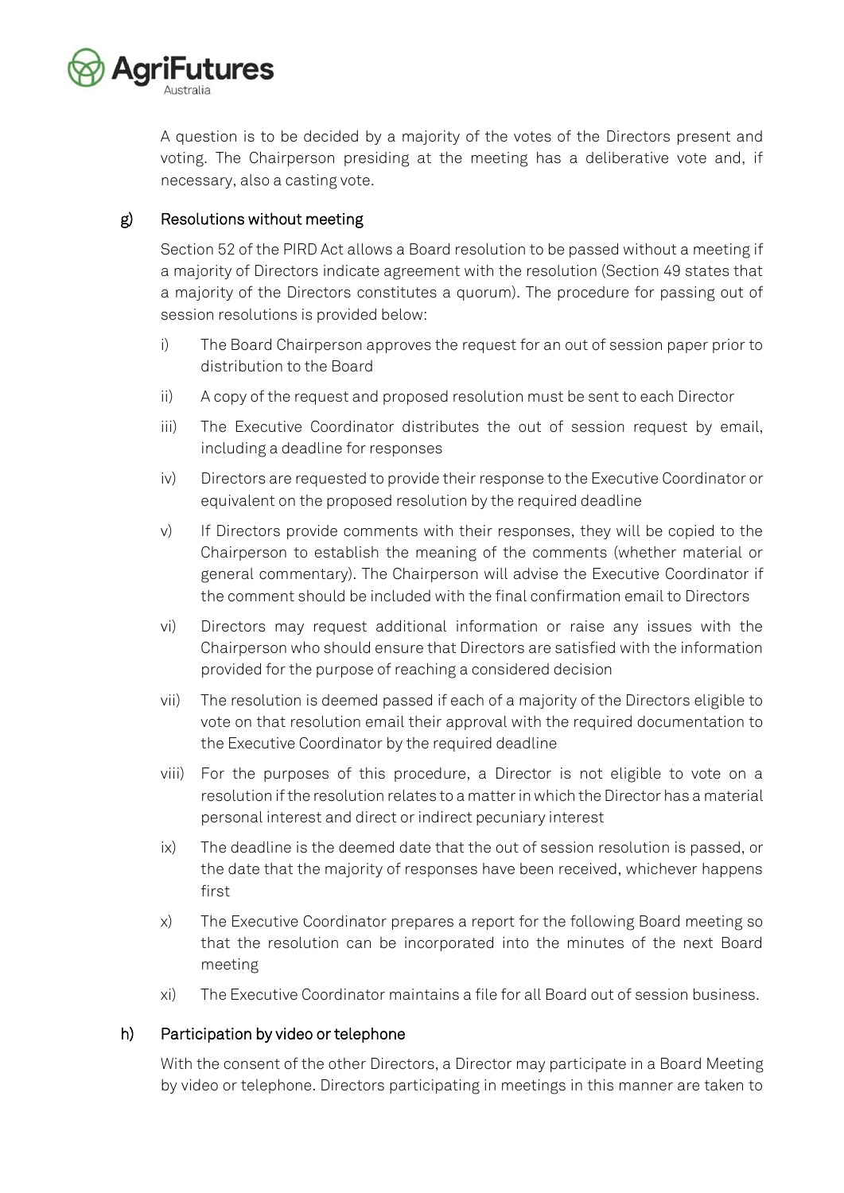A question is to be decided by a majority of the votes of the Directors present and voting. The Chairperson presiding at the meeting has a deliberative vote and, if necessary, also a casting vote.

### g) Resolutions without meeting

Section 52 of the PIRD Act allows a Board resolution to be passed without a meeting if a majority of Directors indicate agreement with the resolution (Section 49 states that a majority of the Directors constitutes a quorum). The procedure for passing out of session resolutions is provided below:

i) The Board Chairperson approves the request for an out of session paper prior to distribution to the Board

ii) A copy of the request and proposed resolution must be sent to each Director

iii) The Executive Coordinator distributes the out of session request by email, including a deadline for responses

iv) Directors are requested to provide their response to the Executive Coordinator or equivalent on the proposed resolution by the required deadline

v) If Directors provide comments with their responses, they will be copied to the Chairperson to establish the meaning of the comments (whether material or general commentary). The Chairperson will advise the Executive Coordinator if the comment should be included with the final confirmation email to Directors

vi) Directors may request additional information or raise any issues with the Chairperson who should ensure that Directors are satisfied with the information provided for the purpose of reaching a considered decision

vii) The resolution is deemed passed if each of a majority of the Directors eligible to vote on that resolution email their approval with the required documentation to the Executive Coordinator by the required deadline

viii) For the purposes of this procedure, a Director is not eligible to vote on a resolution if the resolution relates to a matter in which the Director has a material personal interest and direct or indirect pecuniary interest

ix) The deadline is the deemed date that the out of session resolution is passed, or the date that the majority of responses have been received, whichever happens first

x) The Executive Coordinator prepares a report for the following Board meeting so that the resolution can be incorporated into the minutes of the next Board meeting

xi) The Executive Coordinator maintains a file for all Board out of session business.

### h) Participation by video or telephone

With the consent of the other Directors, a Director may participate in a Board Meeting by video or telephone. Directors participating in meetings in this manner are taken to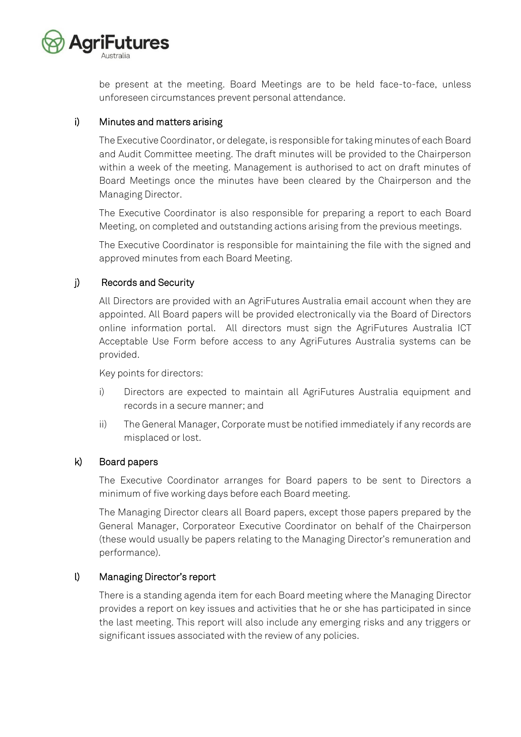be present at the meeting. Board Meetings are to be held face-to-face, unless unforeseen circumstances prevent personal attendance.

### i) Minutes and matters arising

The Executive Coordinator, or delegate, is responsible for taking minutes of each Board and Audit Committee meeting. The draft minutes will be provided to the Chairperson within a week of the meeting. Management is authorised to act on draft minutes of Board Meetings once the minutes have been cleared by the Chairperson and the Managing Director.

The Executive Coordinator is also responsible for preparing a report to each Board Meeting, on completed and outstanding actions arising from the previous meetings.

The Executive Coordinator is responsible for maintaining the file with the signed and approved minutes from each Board Meeting.

### j) Records and Security

All Directors are provided with an AgriFutures Australia email account when they are appointed. All Board papers will be provided electronically via the Board of Directors online information portal. All directors must sign the AgriFutures Australia ICT Acceptable Use Form before access to any AgriFutures Australia systems can be provided.

Key points for directors:

i) Directors are expected to maintain all AgriFutures Australia equipment and records in a secure manner; and

ii) The General Manager, Corporate must be notified immediately if any records are misplaced or lost.

### k) Board papers

The Executive Coordinator arranges for Board papers to be sent to Directors a minimum of five working days before each Board meeting.

The Managing Director clears all Board papers, except those papers prepared by the General Manager, Corporateor Executive Coordinator on behalf of the Chairperson (these would usually be papers relating to the Managing Director's remuneration and performance).

### l) Managing Director's report

There is a standing agenda item for each Board meeting where the Managing Director provides a report on key issues and activities that he or she has participated in since the last meeting. This report will also include any emerging risks and any triggers or significant issues associated with the review of any policies.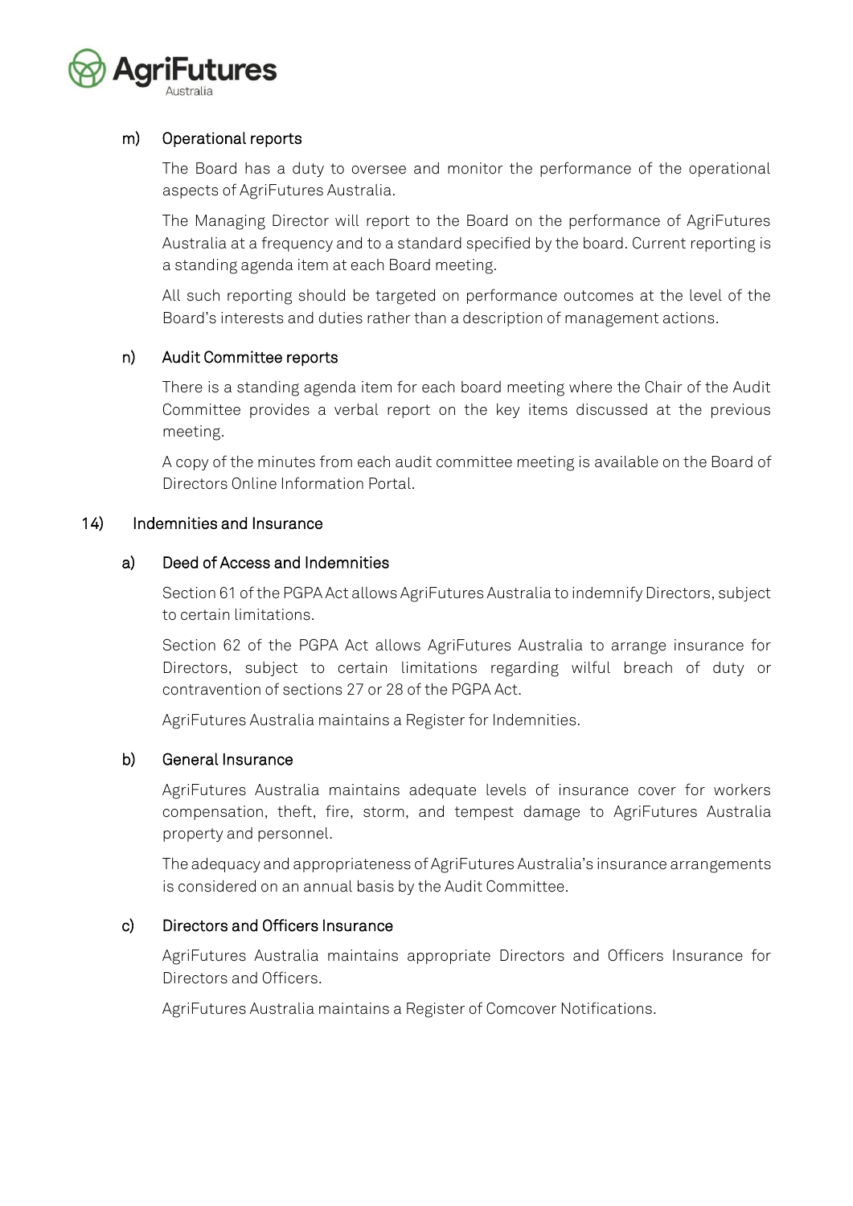### m) Operational reports

The Board has a duty to oversee and monitor the performance of the operational aspects of AgriFutures Australia.

The Managing Director will report to the Board on the performance of AgriFutures Australia at a frequency and to a standard specified by the board. Current reporting is a standing agenda item at each Board meeting.

All such reporting should be targeted on performance outcomes at the level of the Board's interests and duties rather than a description of management actions.

### n) Audit Committee reports

There is a standing agenda item for each board meeting where the Chair of the Audit Committee provides a verbal report on the key items discussed at the previous meeting.

A copy of the minutes from each audit committee meeting is available on the Board of Directors Online Information Portal.

## 14) Indemnities and Insurance

### a) Deed of Access and Indemnities

Section 61 of the PGPA Act allows AgriFutures Australia to indemnify Directors, subject to certain limitations.

Section 62 of the PGPA Act allows AgriFutures Australia to arrange insurance for Directors, subject to certain limitations regarding wilful breach of duty or contravention of sections 27 or 28 of the PGPA Act.

AgriFutures Australia maintains a Register for Indemnities.

### b) General Insurance

AgriFutures Australia maintains adequate levels of insurance cover for workers compensation, theft, fire, storm, and tempest damage to AgriFutures Australia property and personnel.

The adequacy and appropriateness of AgriFutures Australia's insurance arrangements is considered on an annual basis by the Audit Committee.

### c) Directors and Officers Insurance

AgriFutures Australia maintains appropriate Directors and Officers Insurance for Directors and Officers.

AgriFutures Australia maintains a Register of Comcover Notifications.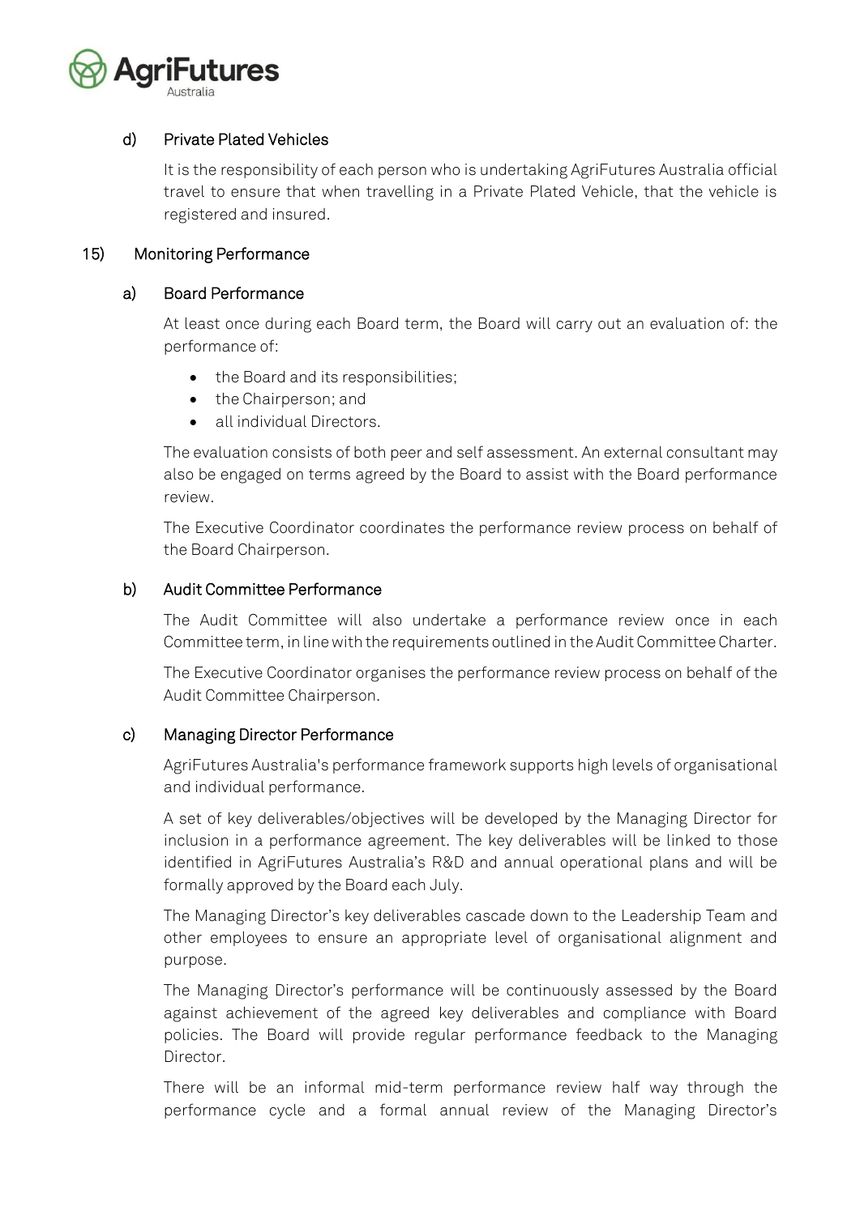### d) Private Plated Vehicles

It is the responsibility of each person who is undertaking AgriFutures Australia official travel to ensure that when travelling in a Private Plated Vehicle, that the vehicle is registered and insured.

## 15) Monitoring Performance

### a) Board Performance

At least once during each Board term, the Board will carry out an evaluation of: the performance of:

- the Board and its responsibilities;
- the Chairperson; and
- all individual Directors.

The evaluation consists of both peer and self assessment. An external consultant may also be engaged on terms agreed by the Board to assist with the Board performance review.

The Executive Coordinator coordinates the performance review process on behalf of the Board Chairperson.

### b) Audit Committee Performance

The Audit Committee will also undertake a performance review once in each Committee term, in line with the requirements outlined in the Audit Committee Charter.

The Executive Coordinator organises the performance review process on behalf of the Audit Committee Chairperson.

### c) Managing Director Performance

AgriFutures Australia's performance framework supports high levels of organisational and individual performance.

A set of key deliverables/objectives will be developed by the Managing Director for inclusion in a performance agreement. The key deliverables will be linked to those identified in AgriFutures Australia's R&D and annual operational plans and will be formally approved by the Board each July.

The Managing Director's key deliverables cascade down to the Leadership Team and other employees to ensure an appropriate level of organisational alignment and purpose.

The Managing Director's performance will be continuously assessed by the Board against achievement of the agreed key deliverables and compliance with Board policies. The Board will provide regular performance feedback to the Managing Director.

There will be an informal mid-term performance review half way through the performance cycle and a formal annual review of the Managing Director's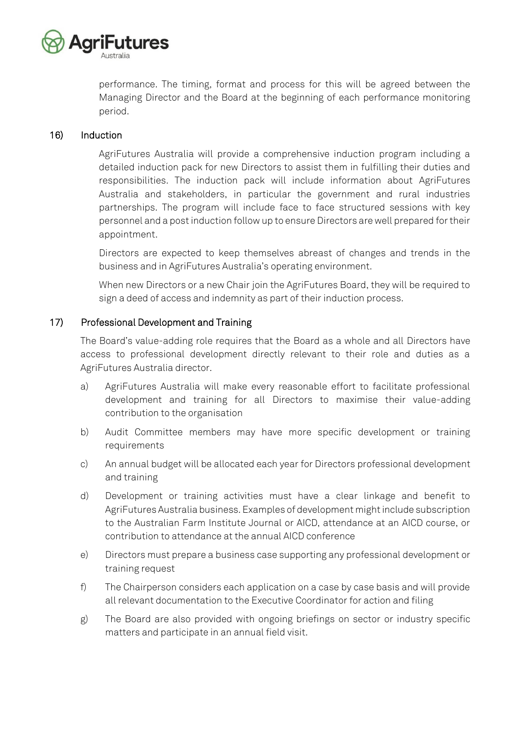performance. The timing, format and process for this will be agreed between the Managing Director and the Board at the beginning of each performance monitoring period.

## 16) Induction

AgriFutures Australia will provide a comprehensive induction program including a detailed induction pack for new Directors to assist them in fulfilling their duties and responsibilities. The induction pack will include information about AgriFutures Australia and stakeholders, in particular the government and rural industries partnerships. The program will include face to face structured sessions with key personnel and a post induction follow up to ensure Directors are well prepared for their appointment.

Directors are expected to keep themselves abreast of changes and trends in the business and in AgriFutures Australia's operating environment.

When new Directors or a new Chair join the AgriFutures Board, they will be required to sign a deed of access and indemnity as part of their induction process.

## 17) Professional Development and Training

The Board's value-adding role requires that the Board as a whole and all Directors have access to professional development directly relevant to their role and duties as a AgriFutures Australia director.

a) AgriFutures Australia will make every reasonable effort to facilitate professional development and training for all Directors to maximise their value-adding contribution to the organisation

b) Audit Committee members may have more specific development or training requirements

c) An annual budget will be allocated each year for Directors professional development and training

d) Development or training activities must have a clear linkage and benefit to AgriFutures Australia business. Examples of development might include subscription to the Australian Farm Institute Journal or AICD, attendance at an AICD course, or contribution to attendance at the annual AICD conference

e) Directors must prepare a business case supporting any professional development or training request

f) The Chairperson considers each application on a case by case basis and will provide all relevant documentation to the Executive Coordinator for action and filing

g) The Board are also provided with ongoing briefings on sector or industry specific matters and participate in an annual field visit.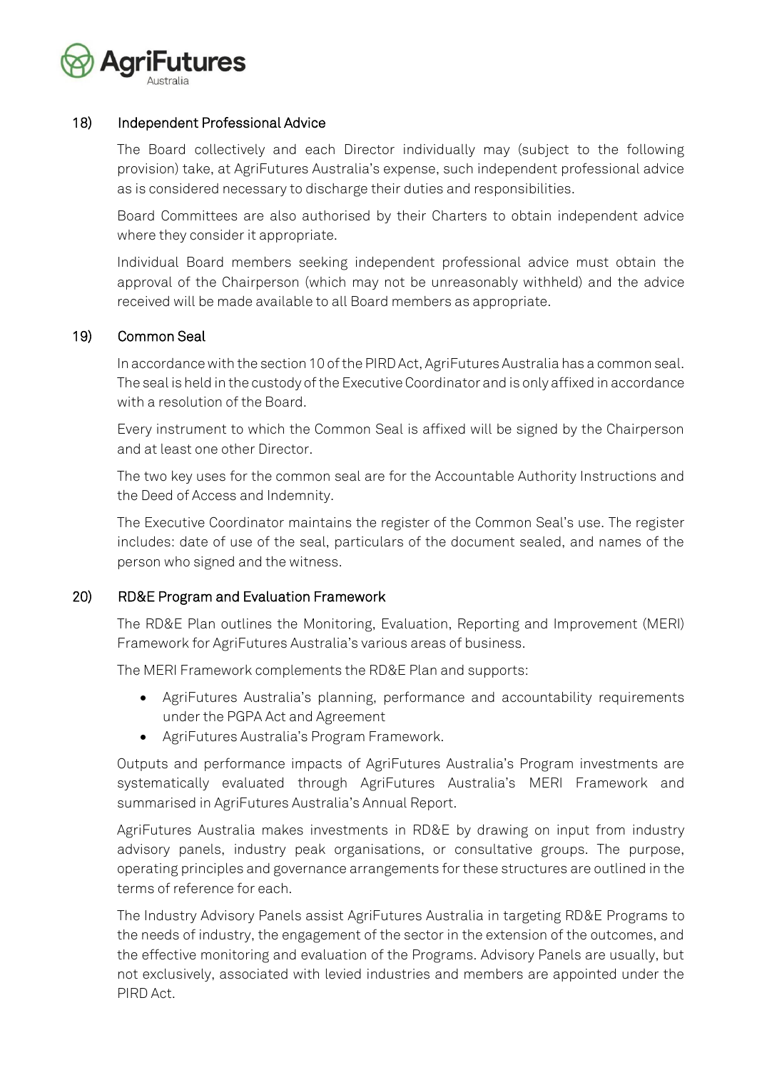## 18) Independent Professional Advice

The Board collectively and each Director individually may (subject to the following provision) take, at AgriFutures Australia's expense, such independent professional advice as is considered necessary to discharge their duties and responsibilities.

Board Committees are also authorised by their Charters to obtain independent advice where they consider it appropriate.

Individual Board members seeking independent professional advice must obtain the approval of the Chairperson (which may not be unreasonably withheld) and the advice received will be made available to all Board members as appropriate.

## 19) Common Seal

In accordance with the section 10 of the PIRD Act, AgriFutures Australia has a common seal. The seal is held in the custody of the Executive Coordinator and is only affixed in accordance with a resolution of the Board.

Every instrument to which the Common Seal is affixed will be signed by the Chairperson and at least one other Director.

The two key uses for the common seal are for the Accountable Authority Instructions and the Deed of Access and Indemnity.

The Executive Coordinator maintains the register of the Common Seal's use. The register includes: date of use of the seal, particulars of the document sealed, and names of the person who signed and the witness.

## 20) RD&E Program and Evaluation Framework

The RD&E Plan outlines the Monitoring, Evaluation, Reporting and Improvement (MERI) Framework for AgriFutures Australia's various areas of business.

The MERI Framework complements the RD&E Plan and supports:

- AgriFutures Australia's planning, performance and accountability requirements under the PGPA Act and Agreement
- AgriFutures Australia's Program Framework.

Outputs and performance impacts of AgriFutures Australia's Program investments are systematically evaluated through AgriFutures Australia's MERI Framework and summarised in AgriFutures Australia's Annual Report.

AgriFutures Australia makes investments in RD&E by drawing on input from industry advisory panels, industry peak organisations, or consultative groups. The purpose, operating principles and governance arrangements for these structures are outlined in the terms of reference for each.

The Industry Advisory Panels assist AgriFutures Australia in targeting RD&E Programs to the needs of industry, the engagement of the sector in the extension of the outcomes, and the effective monitoring and evaluation of the Programs. Advisory Panels are usually, but not exclusively, associated with levied industries and members are appointed under the PIRD Act.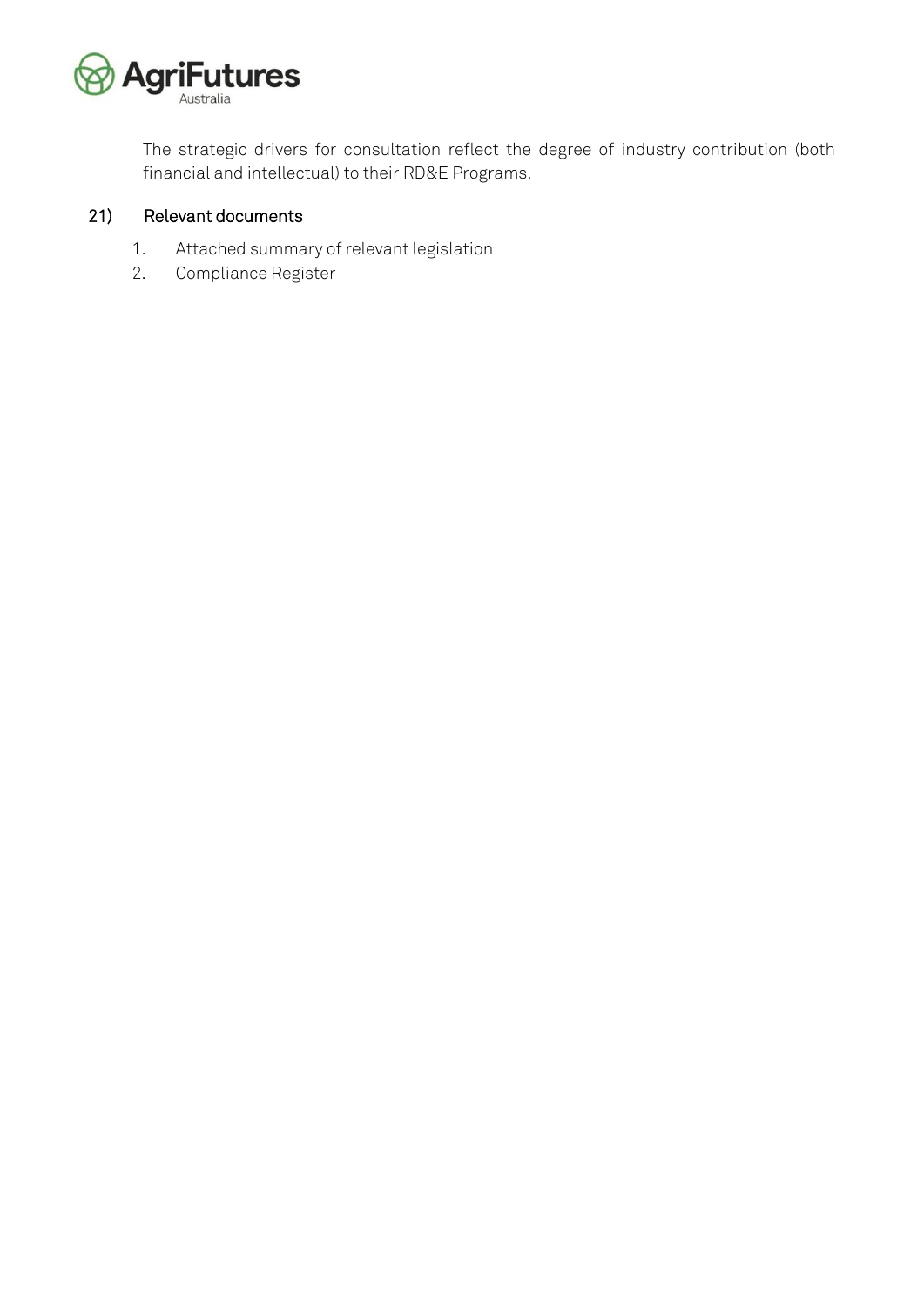The strategic drivers for consultation reflect the degree of industry contribution (both financial and intellectual) to their RD&E Programs.

## 21) Relevant documents

1. Attached summary of relevant legislation
2. Compliance Register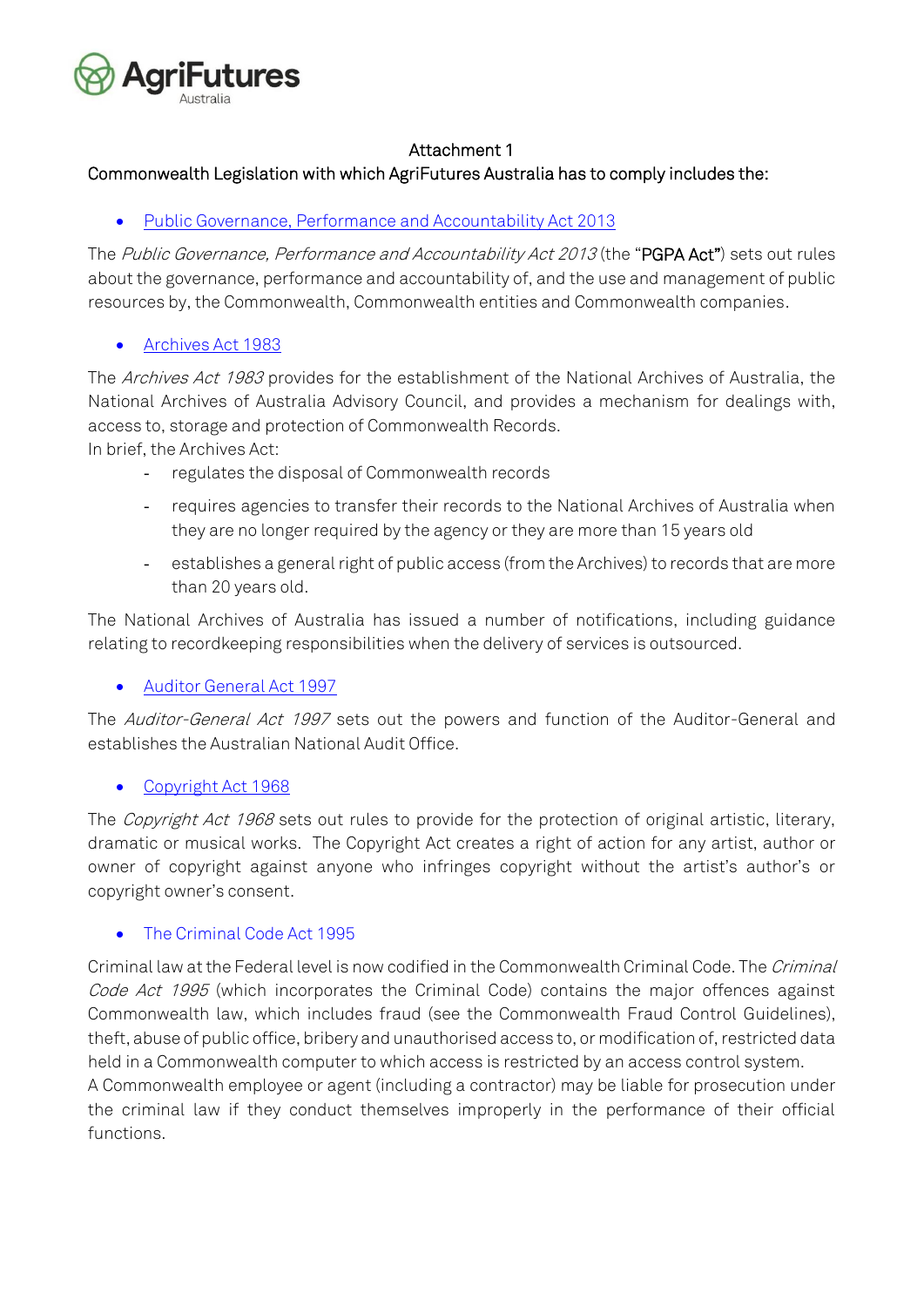Attachment 1

Commonwealth Legislation with which AgriFutures Australia has to comply includes the:

- Public Governance, Performance and Accountability Act 2013

The *Public Governance, Performance and Accountability Act 2013* (the "**PGPA Act**") sets out rules about the governance, performance and accountability of, and the use and management of public resources by, the Commonwealth, Commonwealth entities and Commonwealth companies.

- Archives Act 1983

The *Archives Act 1983* provides for the establishment of the National Archives of Australia, the National Archives of Australia Advisory Council, and provides a mechanism for dealings with, access to, storage and protection of Commonwealth Records.
In brief, the Archives Act:

- regulates the disposal of Commonwealth records
- requires agencies to transfer their records to the National Archives of Australia when they are no longer required by the agency or they are more than 15 years old
- establishes a general right of public access (from the Archives) to records that are more than 20 years old.

The National Archives of Australia has issued a number of notifications, including guidance relating to recordkeeping responsibilities when the delivery of services is outsourced.

- Auditor General Act 1997

The *Auditor-General Act 1997* sets out the powers and function of the Auditor-General and establishes the Australian National Audit Office.

- Copyright Act 1968

The *Copyright Act 1968* sets out rules to provide for the protection of original artistic, literary, dramatic or musical works. The Copyright Act creates a right of action for any artist, author or owner of copyright against anyone who infringes copyright without the artist's author's or copyright owner's consent.

- The Criminal Code Act 1995

Criminal law at the Federal level is now codified in the Commonwealth Criminal Code. The *Criminal Code Act 1995* (which incorporates the Criminal Code) contains the major offences against Commonwealth law, which includes fraud (see the Commonwealth Fraud Control Guidelines), theft, abuse of public office, bribery and unauthorised access to, or modification of, restricted data held in a Commonwealth computer to which access is restricted by an access control system.
A Commonwealth employee or agent (including a contractor) may be liable for prosecution under the criminal law if they conduct themselves improperly in the performance of their official functions.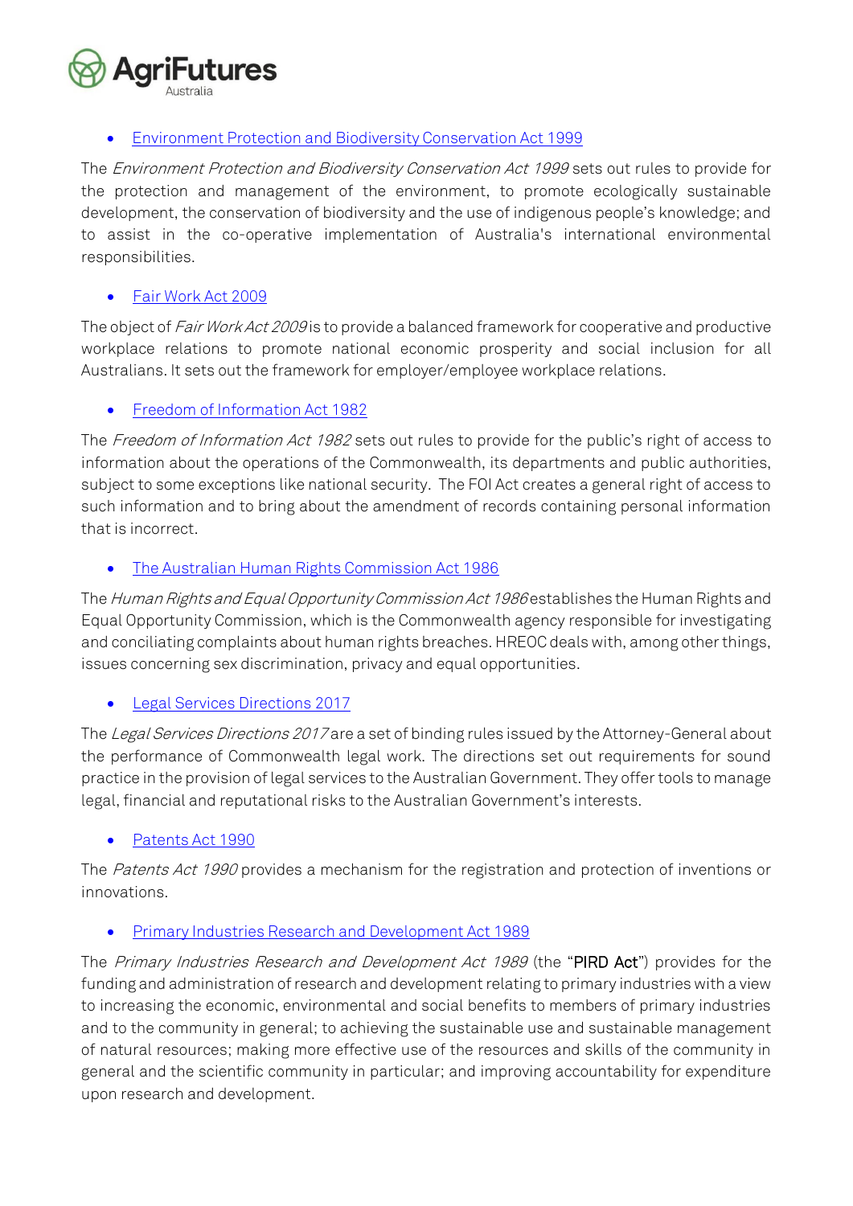- Environment Protection and Biodiversity Conservation Act 1999

The *Environment Protection and Biodiversity Conservation Act 1999* sets out rules to provide for the protection and management of the environment, to promote ecologically sustainable development, the conservation of biodiversity and the use of indigenous people's knowledge; and to assist in the co-operative implementation of Australia's international environmental responsibilities.

- Fair Work Act 2009

The object of *Fair Work Act 2009* is to provide a balanced framework for cooperative and productive workplace relations to promote national economic prosperity and social inclusion for all Australians. It sets out the framework for employer/employee workplace relations.

- Freedom of Information Act 1982

The *Freedom of Information Act 1982* sets out rules to provide for the public's right of access to information about the operations of the Commonwealth, its departments and public authorities, subject to some exceptions like national security. The FOI Act creates a general right of access to such information and to bring about the amendment of records containing personal information that is incorrect.

- The Australian Human Rights Commission Act 1986

The *Human Rights and Equal Opportunity Commission Act 1986* establishes the Human Rights and Equal Opportunity Commission, which is the Commonwealth agency responsible for investigating and conciliating complaints about human rights breaches. HREOC deals with, among other things, issues concerning sex discrimination, privacy and equal opportunities.

- Legal Services Directions 2017

The *Legal Services Directions 2017* are a set of binding rules issued by the Attorney-General about the performance of Commonwealth legal work. The directions set out requirements for sound practice in the provision of legal services to the Australian Government. They offer tools to manage legal, financial and reputational risks to the Australian Government's interests.

- Patents Act 1990

The *Patents Act 1990* provides a mechanism for the registration and protection of inventions or innovations.

- Primary Industries Research and Development Act 1989

The *Primary Industries Research and Development Act 1989* (the "**PIRD Act**") provides for the funding and administration of research and development relating to primary industries with a view to increasing the economic, environmental and social benefits to members of primary industries and to the community in general; to achieving the sustainable use and sustainable management of natural resources; making more effective use of the resources and skills of the community in general and the scientific community in particular; and improving accountability for expenditure upon research and development.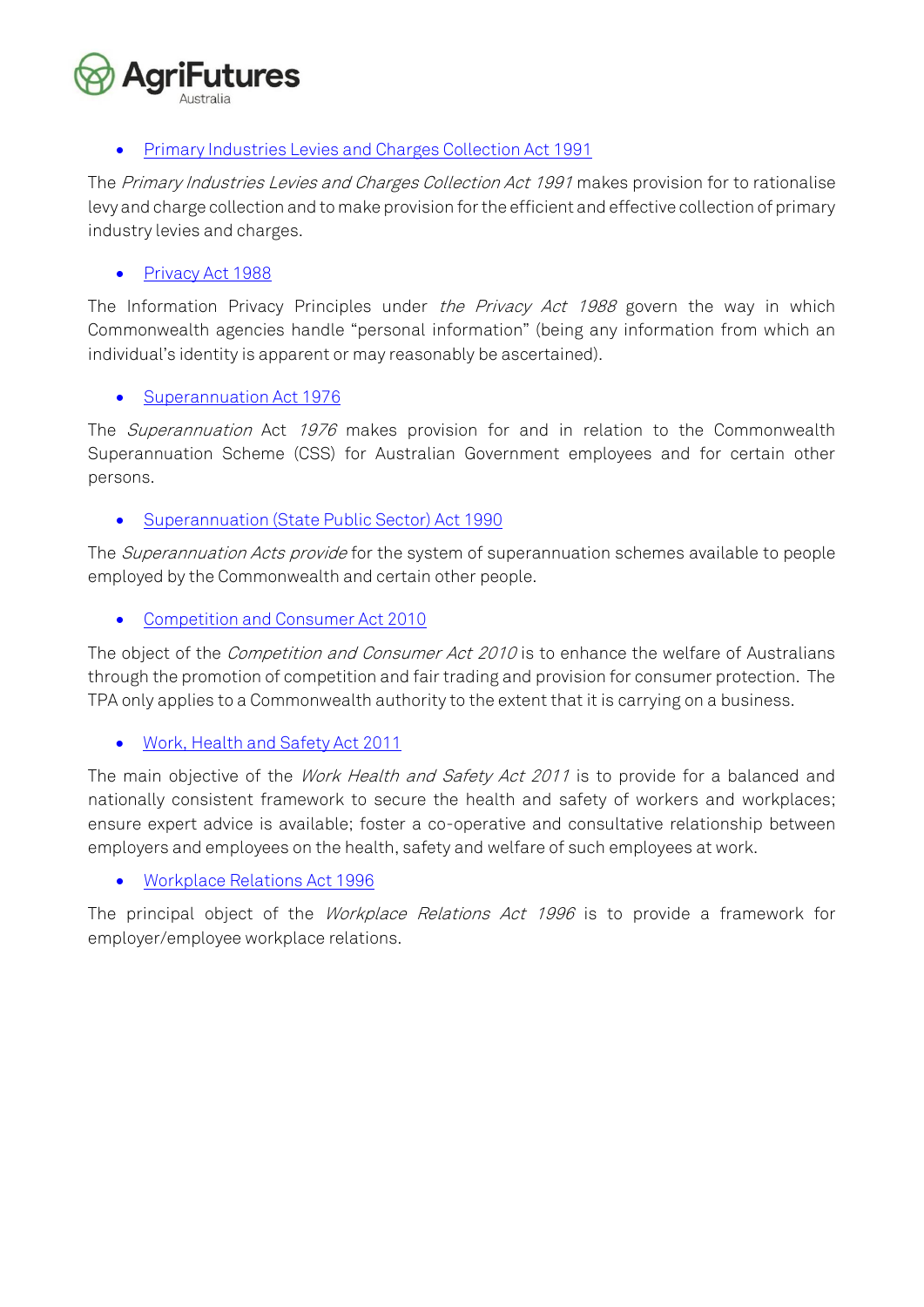- Primary Industries Levies and Charges Collection Act 1991

The *Primary Industries Levies and Charges Collection Act 1991* makes provision for to rationalise levy and charge collection and to make provision for the efficient and effective collection of primary industry levies and charges.

- Privacy Act 1988

The Information Privacy Principles under *the Privacy Act 1988* govern the way in which Commonwealth agencies handle "personal information" (being any information from which an individual's identity is apparent or may reasonably be ascertained).

- Superannuation Act 1976

The *Superannuation* Act *1976* makes provision for and in relation to the Commonwealth Superannuation Scheme (CSS) for Australian Government employees and for certain other persons.

- Superannuation (State Public Sector) Act 1990

The *Superannuation Acts provide* for the system of superannuation schemes available to people employed by the Commonwealth and certain other people.

- Competition and Consumer Act 2010

The object of the *Competition and Consumer Act 2010* is to enhance the welfare of Australians through the promotion of competition and fair trading and provision for consumer protection. The TPA only applies to a Commonwealth authority to the extent that it is carrying on a business.

- Work, Health and Safety Act 2011

The main objective of the *Work Health and Safety Act 2011* is to provide for a balanced and nationally consistent framework to secure the health and safety of workers and workplaces; ensure expert advice is available; foster a co-operative and consultative relationship between employers and employees on the health, safety and welfare of such employees at work.

- Workplace Relations Act 1996

The principal object of the *Workplace Relations Act 1996* is to provide a framework for employer/employee workplace relations.